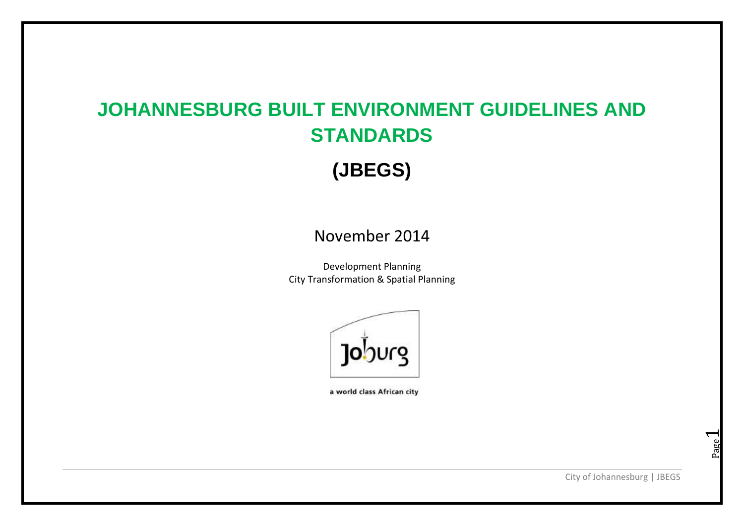# JOHANNESBURG BUILT ENVIRONMENT GUIDELINES AND STANDARDS

## (JBEGS)

November 2014

Development Planning
City Transformation & Spatial Planning

a world class African city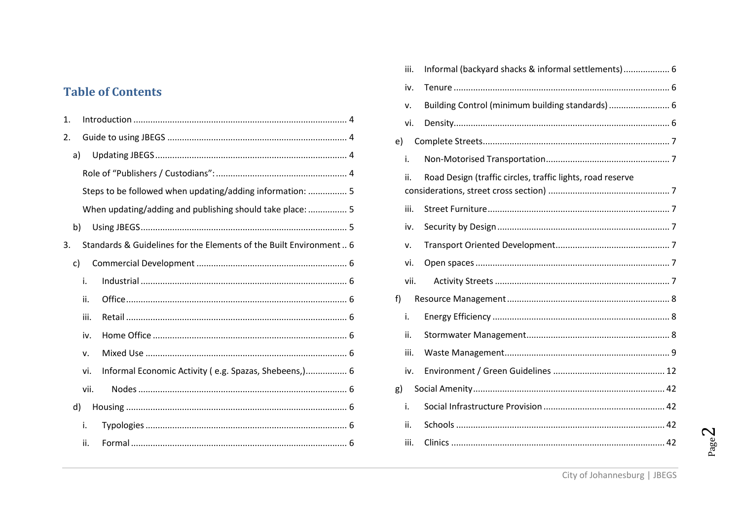## Table of Contents

1. Introduction ........ 4
2. Guide to using JBEGS ........ 4
   - a) Updating JBEGS ........ 4
     - Role of "Publishers / Custodians": ........ 4
     - Steps to be followed when updating/adding information: ........ 5
     - When updating/adding and publishing should take place: ........ 5
   - b) Using JBEGS ........ 5
3. Standards & Guidelines for the Elements of the Built Environment .. 6
   - c) Commercial Development ........ 6
     - i. Industrial ........ 6
     - ii. Office ........ 6
     - iii. Retail ........ 6
     - iv. Home Office ........ 6
     - v. Mixed Use ........ 6
     - vi. Informal Economic Activity ( e.g. Spazas, Shebeens,) ........ 6
     - vii. Nodes ........ 6
   - d) Housing ........ 6
     - i. Typologies ........ 6
     - ii. Formal ........ 6
     - iii. Informal (backyard shacks & informal settlements) ........ 6
     - iv. Tenure ........ 6
     - v. Building Control (minimum building standards) ........ 6
     - vi. Density ........ 6
   - e) Complete Streets ........ 7
     - i. Non-Motorised Transportation ........ 7
     - ii. Road Design (traffic circles, traffic lights, road reserve considerations, street cross section) ........ 7
     - iii. Street Furniture ........ 7
     - iv. Security by Design ........ 7
     - v. Transport Oriented Development ........ 7
     - vi. Open spaces ........ 7
     - vii. Activity Streets ........ 7
   - f) Resource Management ........ 8
     - i. Energy Efficiency ........ 8
     - ii. Stormwater Management ........ 8
     - iii. Waste Management ........ 9
     - iv. Environment / Green Guidelines ........ 12
   - g) Social Amenity ........ 42
     - i. Social Infrastructure Provision ........ 42
     - ii. Schools ........ 42
     - iii. Clinics ........ 42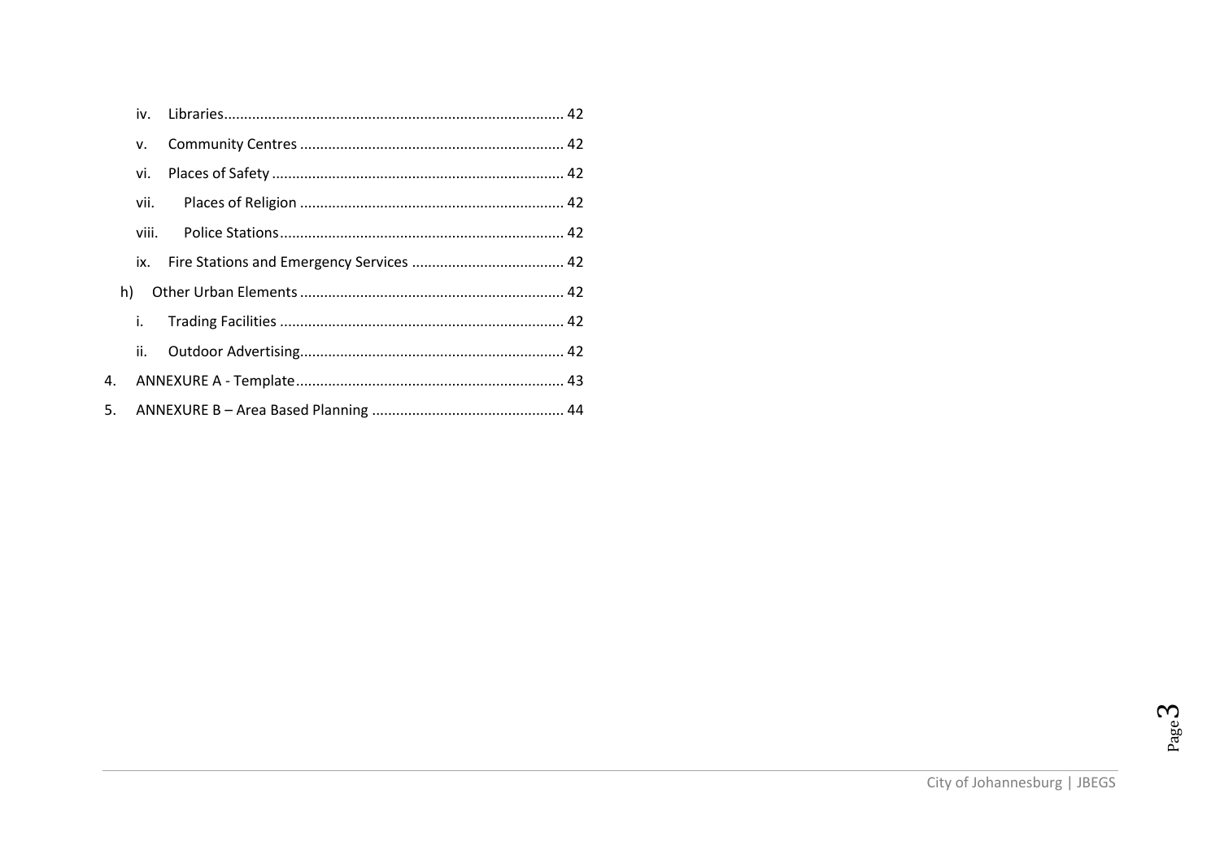iv. Libraries .......... 42

v. Community Centres .......... 42

vi. Places of Safety .......... 42

vii. Places of Religion .......... 42

viii. Police Stations .......... 42

ix. Fire Stations and Emergency Services .......... 42

h) Other Urban Elements .......... 42

i. Trading Facilities .......... 42

ii. Outdoor Advertising .......... 42

4. ANNEXURE A - Template .......... 43

5. ANNEXURE B – Area Based Planning .......... 44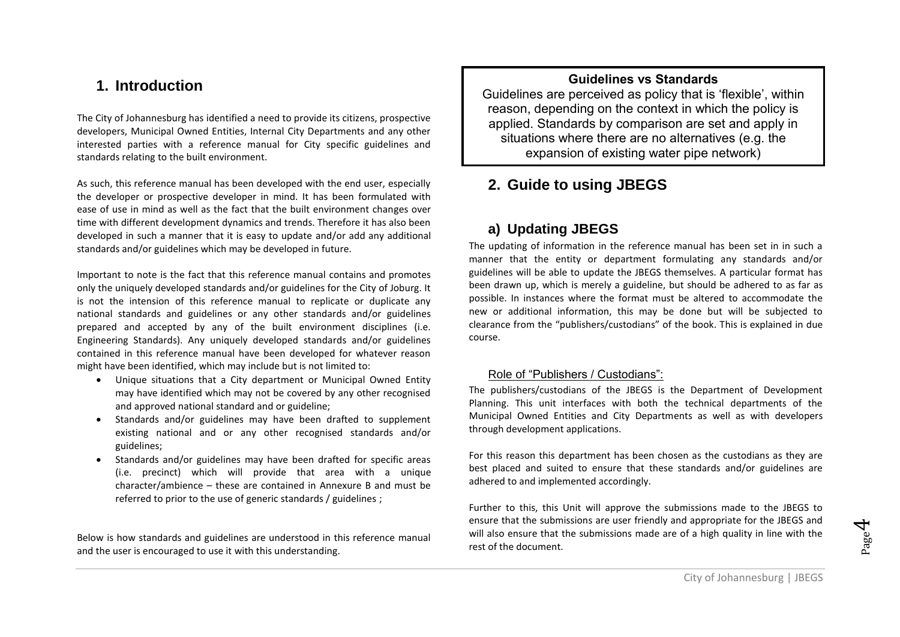# 1. Introduction

The City of Johannesburg has identified a need to provide its citizens, prospective developers, Municipal Owned Entities, Internal City Departments and any other interested parties with a reference manual for City specific guidelines and standards relating to the built environment.

As such, this reference manual has been developed with the end user, especially the developer or prospective developer in mind. It has been formulated with ease of use in mind as well as the fact that the built environment changes over time with different development dynamics and trends. Therefore it has also been developed in such a manner that it is easy to update and/or add any additional standards and/or guidelines which may be developed in future.

Important to note is the fact that this reference manual contains and promotes only the uniquely developed standards and/or guidelines for the City of Joburg. It is not the intension of this reference manual to replicate or duplicate any national standards and guidelines or any other standards and/or guidelines prepared and accepted by any of the built environment disciplines (i.e. Engineering Standards). Any uniquely developed standards and/or guidelines contained in this reference manual have been developed for whatever reason might have been identified, which may include but is not limited to:

- Unique situations that a City department or Municipal Owned Entity may have identified which may not be covered by any other recognised and approved national standard and or guideline;
- Standards and/or guidelines may have been drafted to supplement existing national and or any other recognised standards and/or guidelines;
- Standards and/or guidelines may have been drafted for specific areas (i.e. precinct) which will provide that area with a unique character/ambience – these are contained in Annexure B and must be referred to prior to the use of generic standards / guidelines ;

Below is how standards and guidelines are understood in this reference manual and the user is encouraged to use it with this understanding.

**Guidelines vs Standards**

Guidelines are perceived as policy that is 'flexible', within reason, depending on the context in which the policy is applied. Standards by comparison are set and apply in situations where there are no alternatives (e.g. the expansion of existing water pipe network)

# 2. Guide to using JBEGS

## a) Updating JBEGS

The updating of information in the reference manual has been set in in such a manner that the entity or department formulating any standards and/or guidelines will be able to update the JBEGS themselves. A particular format has been drawn up, which is merely a guideline, but should be adhered to as far as possible. In instances where the format must be altered to accommodate the new or additional information, this may be done but will be subjected to clearance from the "publishers/custodians" of the book. This is explained in due course.

### Role of "Publishers / Custodians":

The publishers/custodians of the JBEGS is the Department of Development Planning. This unit interfaces with both the technical departments of the Municipal Owned Entities and City Departments as well as with developers through development applications.

For this reason this department has been chosen as the custodians as they are best placed and suited to ensure that these standards and/or guidelines are adhered to and implemented accordingly.

Further to this, this Unit will approve the submissions made to the JBEGS to ensure that the submissions are user friendly and appropriate for the JBEGS and will also ensure that the submissions made are of a high quality in line with the rest of the document.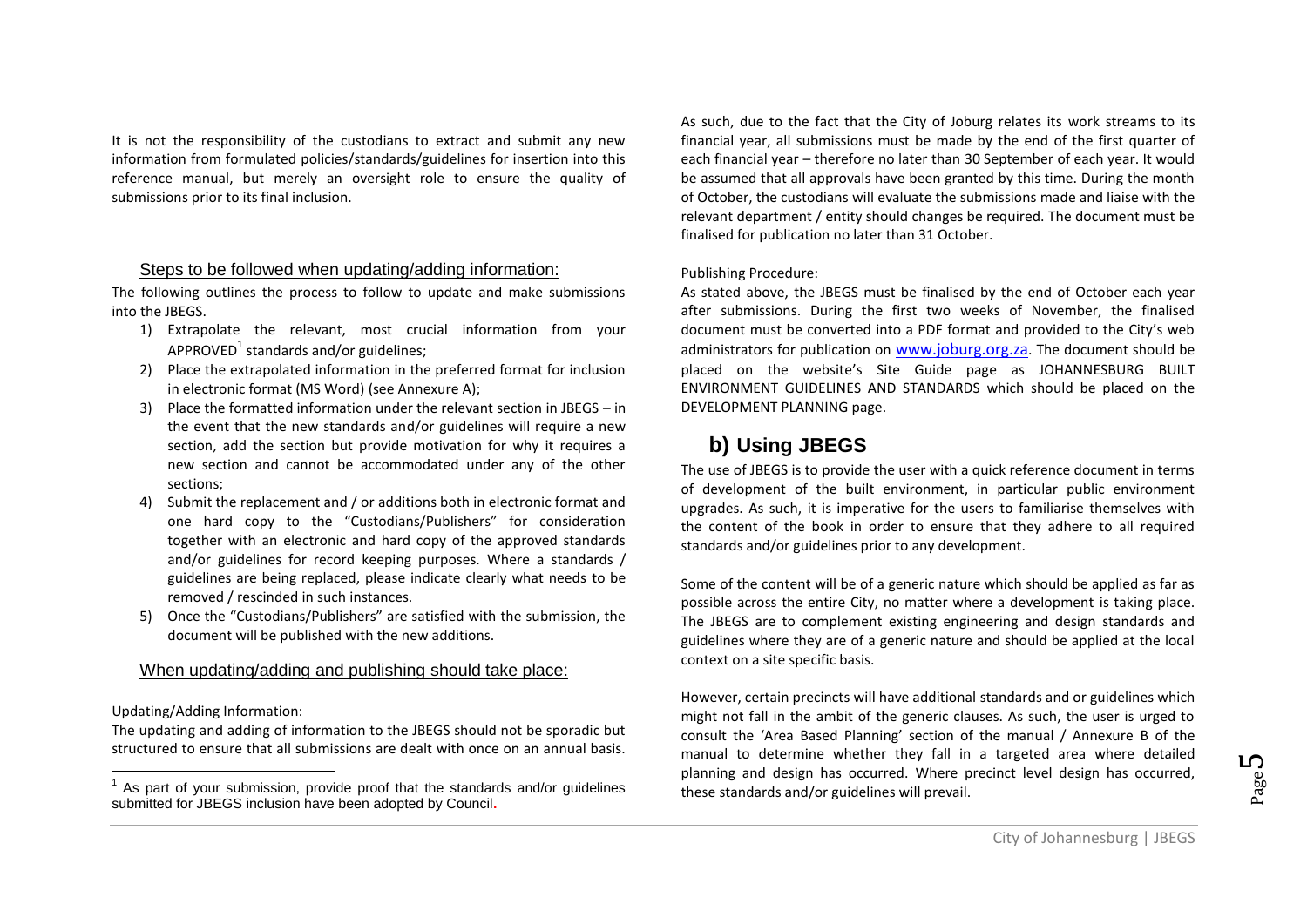It is not the responsibility of the custodians to extract and submit any new information from formulated policies/standards/guidelines for insertion into this reference manual, but merely an oversight role to ensure the quality of submissions prior to its final inclusion.

### Steps to be followed when updating/adding information:

The following outlines the process to follow to update and make submissions into the JBEGS.

1) Extrapolate the relevant, most crucial information from your APPROVED[1] standards and/or guidelines;
2) Place the extrapolated information in the preferred format for inclusion in electronic format (MS Word) (see Annexure A);
3) Place the formatted information under the relevant section in JBEGS – in the event that the new standards and/or guidelines will require a new section, add the section but provide motivation for why it requires a new section and cannot be accommodated under any of the other sections;
4) Submit the replacement and / or additions both in electronic format and one hard copy to the "Custodians/Publishers" for consideration together with an electronic and hard copy of the approved standards and/or guidelines for record keeping purposes. Where a standards / guidelines are being replaced, please indicate clearly what needs to be removed / rescinded in such instances.
5) Once the "Custodians/Publishers" are satisfied with the submission, the document will be published with the new additions.

### When updating/adding and publishing should take place:

Updating/Adding Information:

The updating and adding of information to the JBEGS should not be sporadic but structured to ensure that all submissions are dealt with once on an annual basis. As such, due to the fact that the City of Joburg relates its work streams to its financial year, all submissions must be made by the end of the first quarter of each financial year – therefore no later than 30 September of each year. It would be assumed that all approvals have been granted by this time. During the month of October, the custodians will evaluate the submissions made and liaise with the relevant department / entity should changes be required. The document must be finalised for publication no later than 31 October.

Publishing Procedure:

As stated above, the JBEGS must be finalised by the end of October each year after submissions. During the first two weeks of November, the finalised document must be converted into a PDF format and provided to the City's web administrators for publication on www.joburg.org.za. The document should be placed on the website's Site Guide page as JOHANNESBURG BUILT ENVIRONMENT GUIDELINES AND STANDARDS which should be placed on the DEVELOPMENT PLANNING page.

## b) Using JBEGS

The use of JBEGS is to provide the user with a quick reference document in terms of development of the built environment, in particular public environment upgrades. As such, it is imperative for the users to familiarise themselves with the content of the book in order to ensure that they adhere to all required standards and/or guidelines prior to any development.

Some of the content will be of a generic nature which should be applied as far as possible across the entire City, no matter where a development is taking place. The JBEGS are to complement existing engineering and design standards and guidelines where they are of a generic nature and should be applied at the local context on a site specific basis.

However, certain precincts will have additional standards and or guidelines which might not fall in the ambit of the generic clauses. As such, the user is urged to consult the 'Area Based Planning' section of the manual / Annexure B of the manual to determine whether they fall in a targeted area where detailed planning and design has occurred. Where precinct level design has occurred, these standards and/or guidelines will prevail.

[1] As part of your submission, provide proof that the standards and/or guidelines submitted for JBEGS inclusion have been adopted by Council.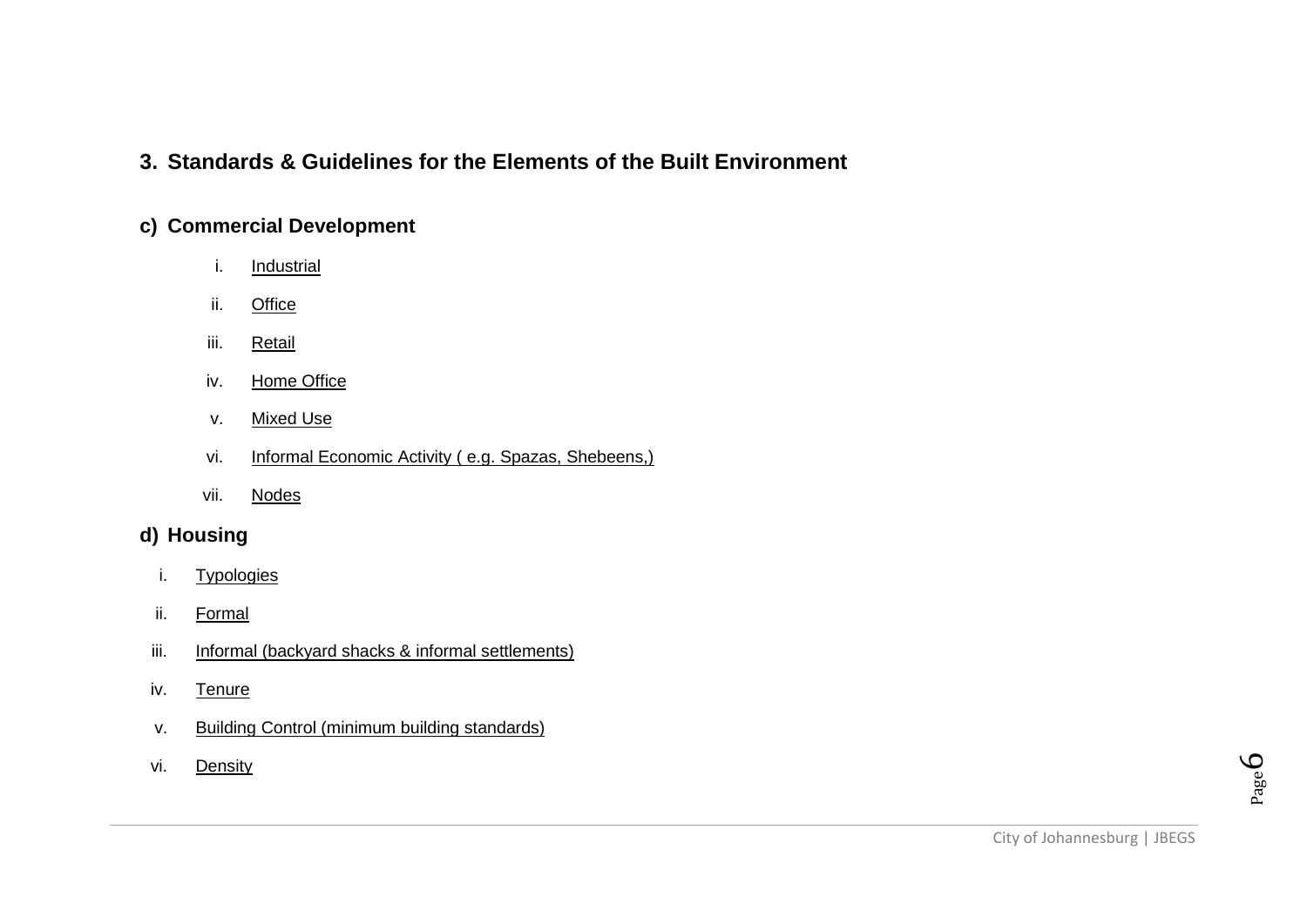## 3. Standards & Guidelines for the Elements of the Built Environment

### c) Commercial Development

i. Industrial

ii. Office

iii. Retail

iv. Home Office

v. Mixed Use

vi. Informal Economic Activity ( e.g. Spazas, Shebeens,)

vii. Nodes

### d) Housing

i. Typologies

ii. Formal

iii. Informal (backyard shacks & informal settlements)

iv. Tenure

v. Building Control (minimum building standards)

vi. Density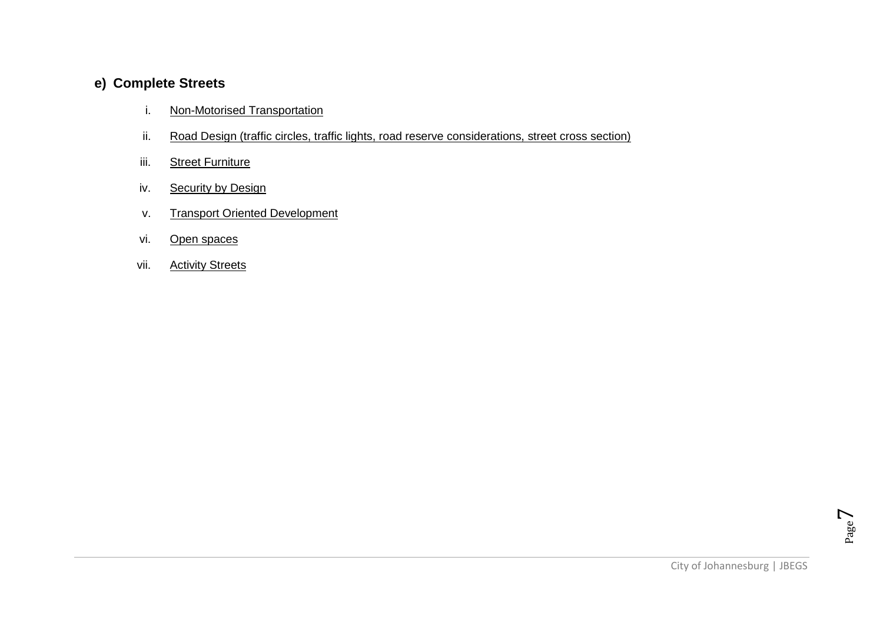## e) Complete Streets

i. Non-Motorised Transportation

ii. Road Design (traffic circles, traffic lights, road reserve considerations, street cross section)

iii. Street Furniture

iv. Security by Design

v. Transport Oriented Development

vi. Open spaces

vii. Activity Streets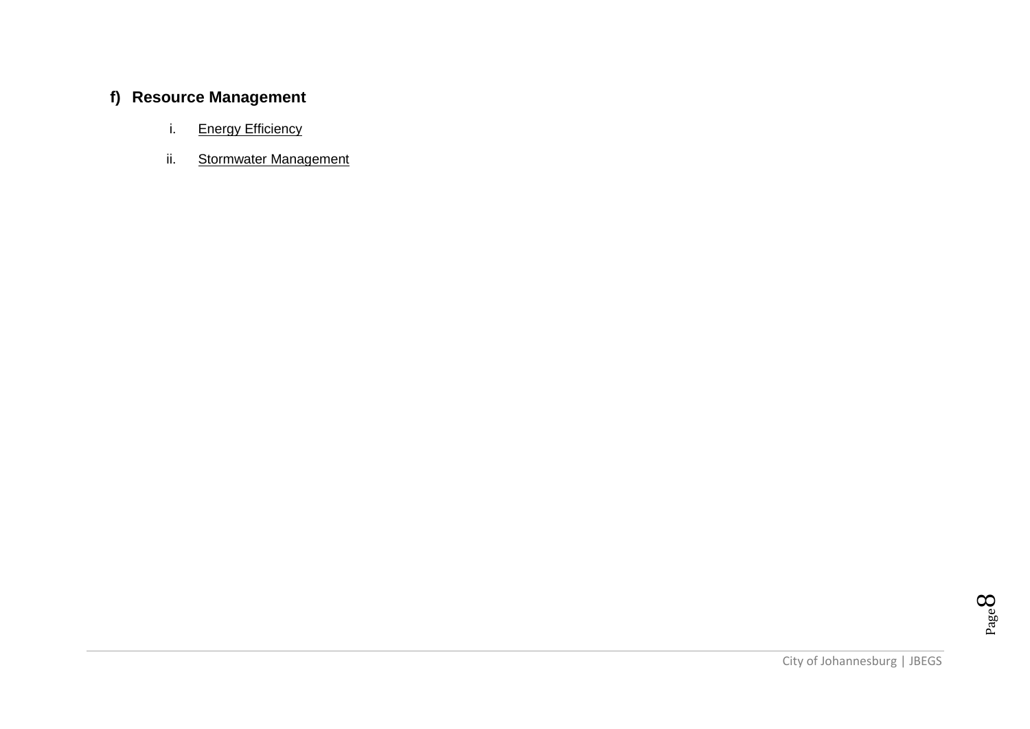## f) Resource Management

i. Energy Efficiency

ii. Stormwater Management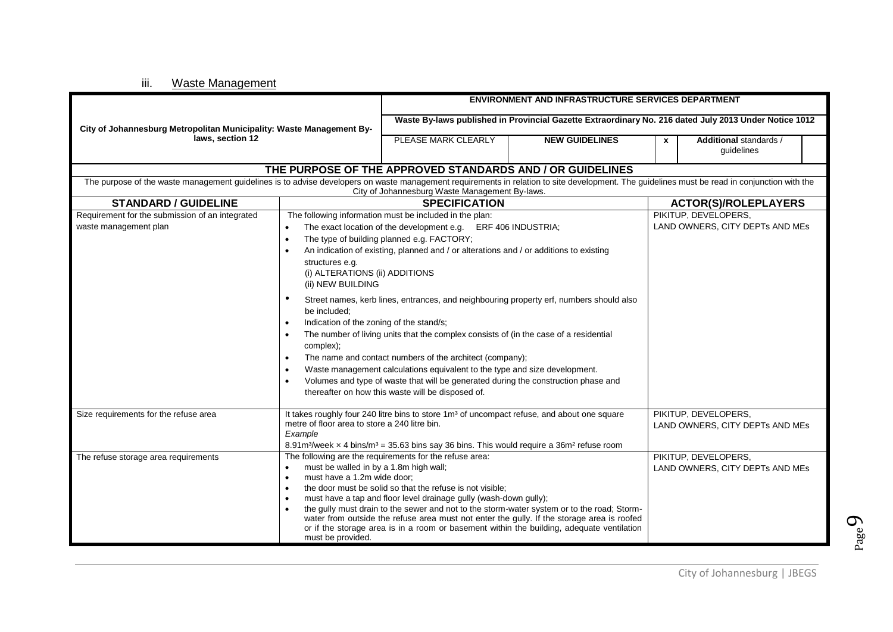### iii. Waste Management

| City of Johannesburg Metropolitan Municipality: Waste Management By-laws, section 12 | ENVIRONMENT AND INFRASTRUCTURE SERVICES DEPARTMENT | | | |
|---|---|---|---|---|
| | Waste By-laws published in Provincial Gazette Extraordinary No. 216 dated July 2013 Under Notice 1012 | | | |
| | PLEASE MARK CLEARLY | **NEW GUIDELINES** | **x** | **Additional** standards / guidelines |

**THE PURPOSE OF THE APPROVED STANDARDS AND / OR GUIDELINES**

The purpose of the waste management guidelines is to advise developers on waste management requirements in relation to site development. The guidelines must be read in conjunction with the City of Johannesburg Waste Management By-laws.

| STANDARD / GUIDELINE | SPECIFICATION | ACTOR(S)/ROLEPLAYERS |
|---|---|---|
| Requirement for the submission of an integrated waste management plan | The following information must be included in the plan:<br>• The exact location of the development e.g. ERF 406 INDUSTRIA;<br>• The type of building planned e.g. FACTORY;<br>• An indication of existing, planned and / or alterations and / or additions to existing structures e.g.<br>(i) ALTERATIONS (ii) ADDITIONS<br>(ii) NEW BUILDING<br>• Street names, kerb lines, entrances, and neighbouring property erf, numbers should also be included;<br>• Indication of the zoning of the stand/s;<br>• The number of living units that the complex consists of (in the case of a residential complex);<br>• The name and contact numbers of the architect (company);<br>• Waste management calculations equivalent to the type and size development.<br>• Volumes and type of waste that will be generated during the construction phase and thereafter on how this waste will be disposed of. | PIKITUP, DEVELOPERS, LAND OWNERS, CITY DEPTs AND MEs |
| Size requirements for the refuse area | It takes roughly four 240 litre bins to store 1m³ of uncompact refuse, and about one square metre of floor area to store a 240 litre bin.<br>*Example*<br>8.91m³/week × 4 bins/m³ = 35.63 bins say 36 bins. This would require a 36m² refuse room | PIKITUP, DEVELOPERS, LAND OWNERS, CITY DEPTs AND MEs |
| The refuse storage area requirements | The following are the requirements for the refuse area:<br>• must be walled in by a 1.8m high wall;<br>• must have a 1.2m wide door;<br>• the door must be solid so that the refuse is not visible;<br>• must have a tap and floor level drainage gully (wash-down gully);<br>• the gully must drain to the sewer and not to the storm-water system or to the road; Storm-water from outside the refuse area must not enter the gully. If the storage area is roofed or if the storage area is in a room or basement within the building, adequate ventilation must be provided. | PIKITUP, DEVELOPERS, LAND OWNERS, CITY DEPTs AND MEs |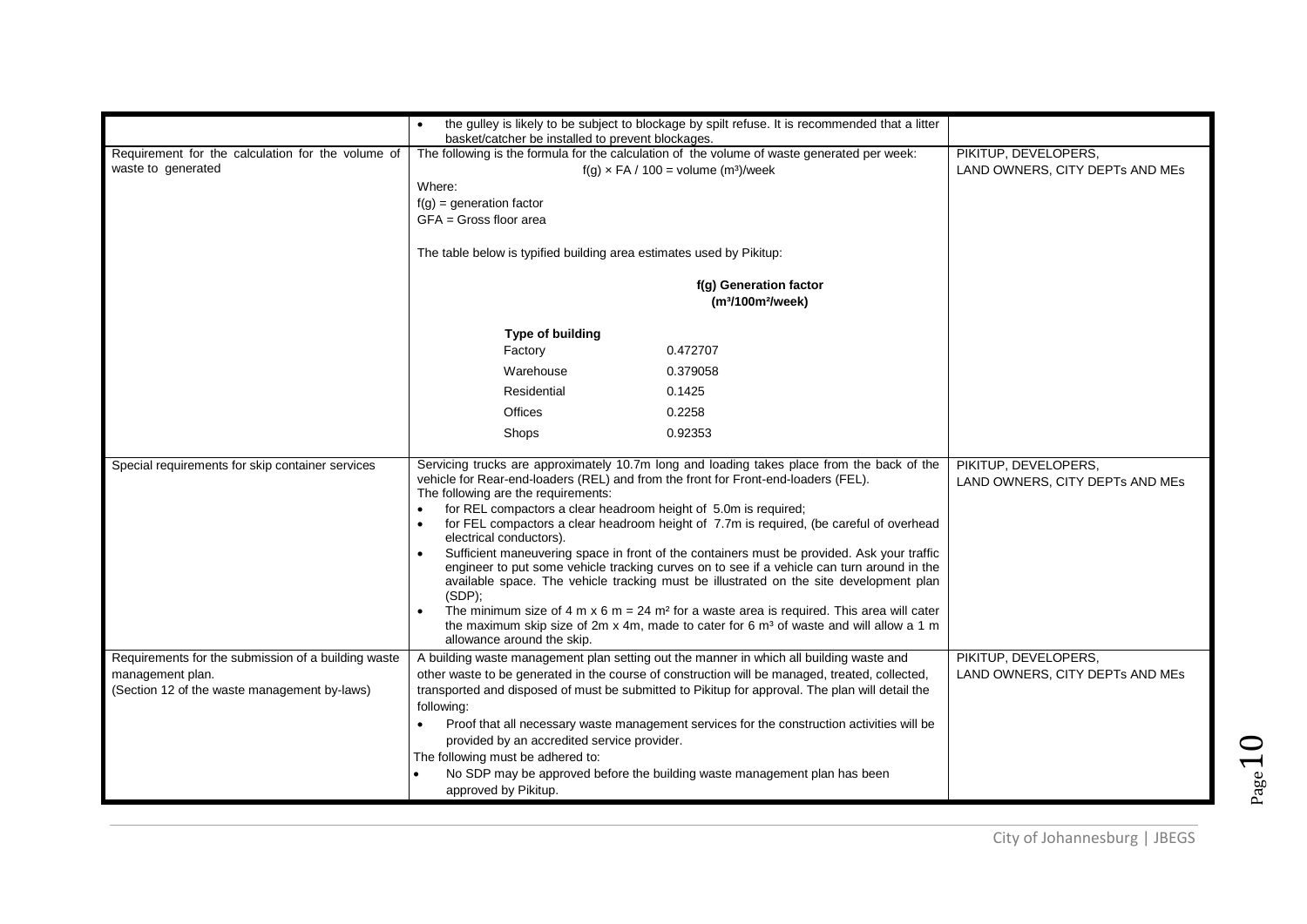| | | |
|---|---|---|
| | • the gulley is likely to be subject to blockage by spilt refuse. It is recommended that a litter basket/catcher be installed to prevent blockages. | |
| Requirement for the calculation for the volume of waste to generated | The following is the formula for the calculation of the volume of waste generated per week:<br>$f(g) \times FA / 100 = \text{volume } (m^3)\text{/week}$<br>Where:<br>f(g) = generation factor<br>GFA = Gross floor area<br><br>The table below is typified building area estimates used by Pikitup:<br><br>**f(g) Generation factor ($m^3/100m^2$/week)**<br><br>**Type of building**<br>Factory 0.472707<br>Warehouse 0.379058<br>Residential 0.1425<br>Offices 0.2258<br>Shops 0.92353 | PIKITUP, DEVELOPERS, LAND OWNERS, CITY DEPTs AND MEs |
| Special requirements for skip container services | Servicing trucks are approximately 10.7m long and loading takes place from the back of the vehicle for Rear-end-loaders (REL) and from the front for Front-end-loaders (FEL).<br>The following are the requirements:<br>• for REL compactors a clear headroom height of 5.0m is required;<br>• for FEL compactors a clear headroom height of 7.7m is required, (be careful of overhead electrical conductors).<br>• Sufficient maneuvering space in front of the containers must be provided. Ask your traffic engineer to put some vehicle tracking curves on to see if a vehicle can turn around in the available space. The vehicle tracking must be illustrated on the site development plan (SDP);<br>• The minimum size of 4 m x 6 m = 24 m² for a waste area is required. This area will cater the maximum skip size of 2m x 4m, made to cater for 6 m³ of waste and will allow a 1 m allowance around the skip. | PIKITUP, DEVELOPERS, LAND OWNERS, CITY DEPTs AND MEs |
| Requirements for the submission of a building waste management plan.<br>(Section 12 of the waste management by-laws) | A building waste management plan setting out the manner in which all building waste and other waste to be generated in the course of construction will be managed, treated, collected, transported and disposed of must be submitted to Pikitup for approval. The plan will detail the following:<br>• Proof that all necessary waste management services for the construction activities will be provided by an accredited service provider.<br>The following must be adhered to:<br>• No SDP may be approved before the building waste management plan has been approved by Pikitup. | PIKITUP, DEVELOPERS, LAND OWNERS, CITY DEPTs AND MEs |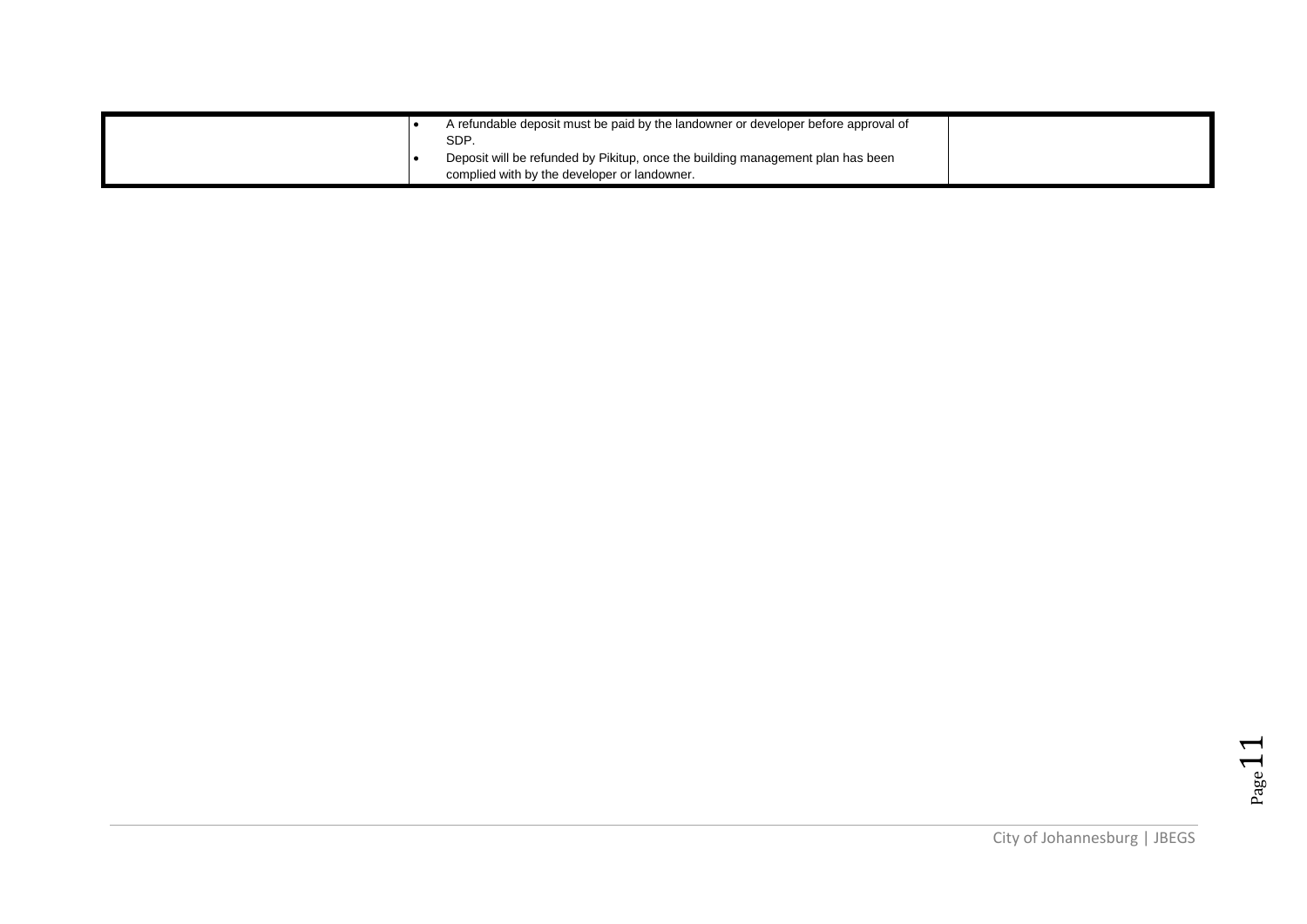| | | |
|---|---|---|
| | • A refundable deposit must be paid by the landowner or developer before approval of SDP.<br>• Deposit will be refunded by Pikitup, once the building management plan has been complied with by the developer or landowner. | |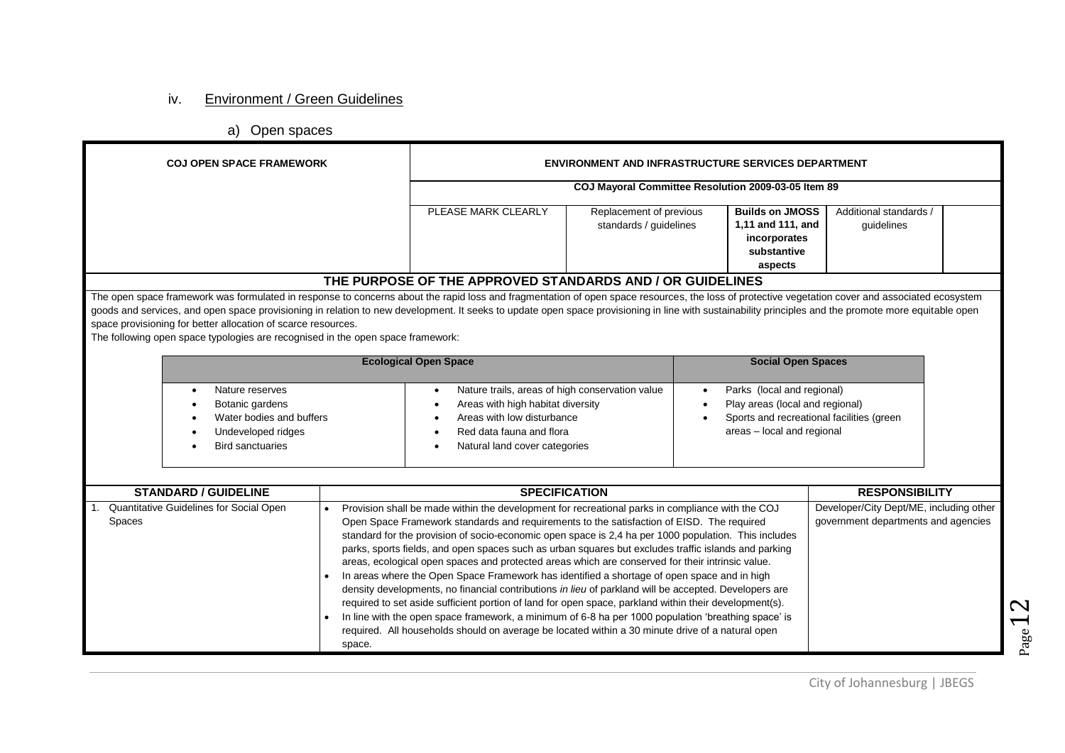### iv. Environment / Green Guidelines

#### a) Open spaces

| COJ OPEN SPACE FRAMEWORK | ENVIRONMENT AND INFRASTRUCTURE SERVICES DEPARTMENT | | | | |
|---|---|---|---|---|---|
| | COJ Mayoral Committee Resolution 2009-03-05 Item 89 | | | | |
| | PLEASE MARK CLEARLY | Replacement of previous standards / guidelines | **Builds on JMOSS 1,11 and 111, and incorporates substantive aspects** | Additional standards / guidelines | |

**THE PURPOSE OF THE APPROVED STANDARDS AND / OR GUIDELINES**

The open space framework was formulated in response to concerns about the rapid loss and fragmentation of open space resources, the loss of protective vegetation cover and associated ecosystem goods and services, and open space provisioning in relation to new development. It seeks to update open space provisioning in line with sustainability principles and the promote more equitable open space provisioning for better allocation of scarce resources.

The following open space typologies are recognised in the open space framework:

| Ecological Open Space | | Social Open Spaces |
|---|---|---|
| • Nature reserves<br>• Botanic gardens<br>• Water bodies and buffers<br>• Undeveloped ridges<br>• Bird sanctuaries | • Nature trails, areas of high conservation value<br>• Areas with high habitat diversity<br>• Areas with low disturbance<br>• Red data fauna and flora<br>• Natural land cover categories | • Parks (local and regional)<br>• Play areas (local and regional)<br>• Sports and recreational facilities (green areas – local and regional |

| STANDARD / GUIDELINE | SPECIFICATION | RESPONSIBILITY |
|---|---|---|
| 1. Quantitative Guidelines for Social Open Spaces | • Provision shall be made within the development for recreational parks in compliance with the COJ Open Space Framework standards and requirements to the satisfaction of EISD. The required standard for the provision of socio-economic open space is 2,4 ha per 1000 population. This includes parks, sports fields, and open spaces such as urban squares but excludes traffic islands and parking areas, ecological open spaces and protected areas which are conserved for their intrinsic value.<br>• In areas where the Open Space Framework has identified a shortage of open space and in high density developments, no financial contributions *in lieu* of parkland will be accepted. Developers are required to set aside sufficient portion of land for open space, parkland within their development(s).<br>• In line with the open space framework, a minimum of 6-8 ha per 1000 population 'breathing space' is required. All households should on average be located within a 30 minute drive of a natural open space. | Developer/City Dept/ME, including other government departments and agencies |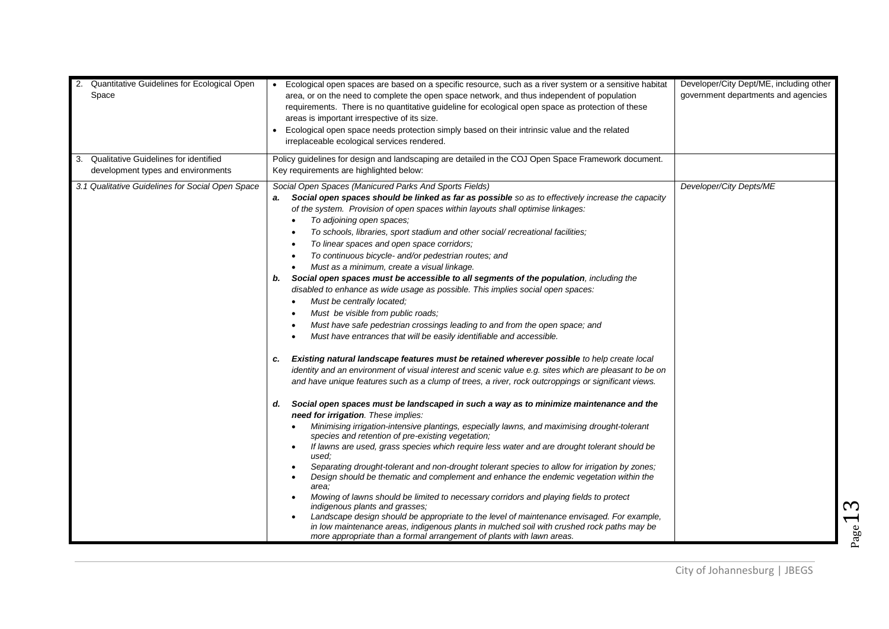| | | |
|---|---|---|
| 2. Quantitative Guidelines for Ecological Open Space | • Ecological open spaces are based on a specific resource, such as a river system or a sensitive habitat area, or on the need to complete the open space network, and thus independent of population requirements. There is no quantitative guideline for ecological open space as protection of these areas is important irrespective of its size.<br>• Ecological open space needs protection simply based on their intrinsic value and the related irreplaceable ecological services rendered. | Developer/City Dept/ME, including other government departments and agencies |
| 3. Qualitative Guidelines for identified development types and environments | Policy guidelines for design and landscaping are detailed in the COJ Open Space Framework document. Key requirements are highlighted below: | |
| *3.1 Qualitative Guidelines for Social Open Space* | *Social Open Spaces (Manicured Parks And Sports Fields)*<br>***a. Social open spaces should be linked as far as possible*** *so as to effectively increase the capacity of the system. Provision of open spaces within layouts shall optimise linkages:*<br>• *To adjoining open spaces;*<br>• *To schools, libraries, sport stadium and other social/ recreational facilities;*<br>• *To linear spaces and open space corridors;*<br>• *To continuous bicycle- and/or pedestrian routes; and*<br>• *Must as a minimum, create a visual linkage.*<br>***b. Social open spaces must be accessible to all segments of the population****, including the disabled to enhance as wide usage as possible. This implies social open spaces:*<br>• *Must be centrally located;*<br>• *Must be visible from public roads;*<br>• *Must have safe pedestrian crossings leading to and from the open space; and*<br>• *Must have entrances that will be easily identifiable and accessible.*<br>***c. Existing natural landscape features must be retained wherever possible*** *to help create local identity and an environment of visual interest and scenic value e.g. sites which are pleasant to be on and have unique features such as a clump of trees, a river, rock outcroppings or significant views.*<br>***d. Social open spaces must be landscaped in such a way as to minimize maintenance and the need for irrigation****. These implies:*<br>• *Minimising irrigation-intensive plantings, especially lawns, and maximising drought-tolerant species and retention of pre-existing vegetation;*<br>• *If lawns are used, grass species which require less water and are drought tolerant should be used;*<br>• *Separating drought-tolerant and non-drought tolerant species to allow for irrigation by zones;*<br>• *Design should be thematic and complement and enhance the endemic vegetation within the area;*<br>• *Mowing of lawns should be limited to necessary corridors and playing fields to protect indigenous plants and grasses;*<br>• *Landscape design should be appropriate to the level of maintenance envisaged. For example, in low maintenance areas, indigenous plants in mulched soil with crushed rock paths may be more appropriate than a formal arrangement of plants with lawn areas.* | *Developer/City Depts/ME* |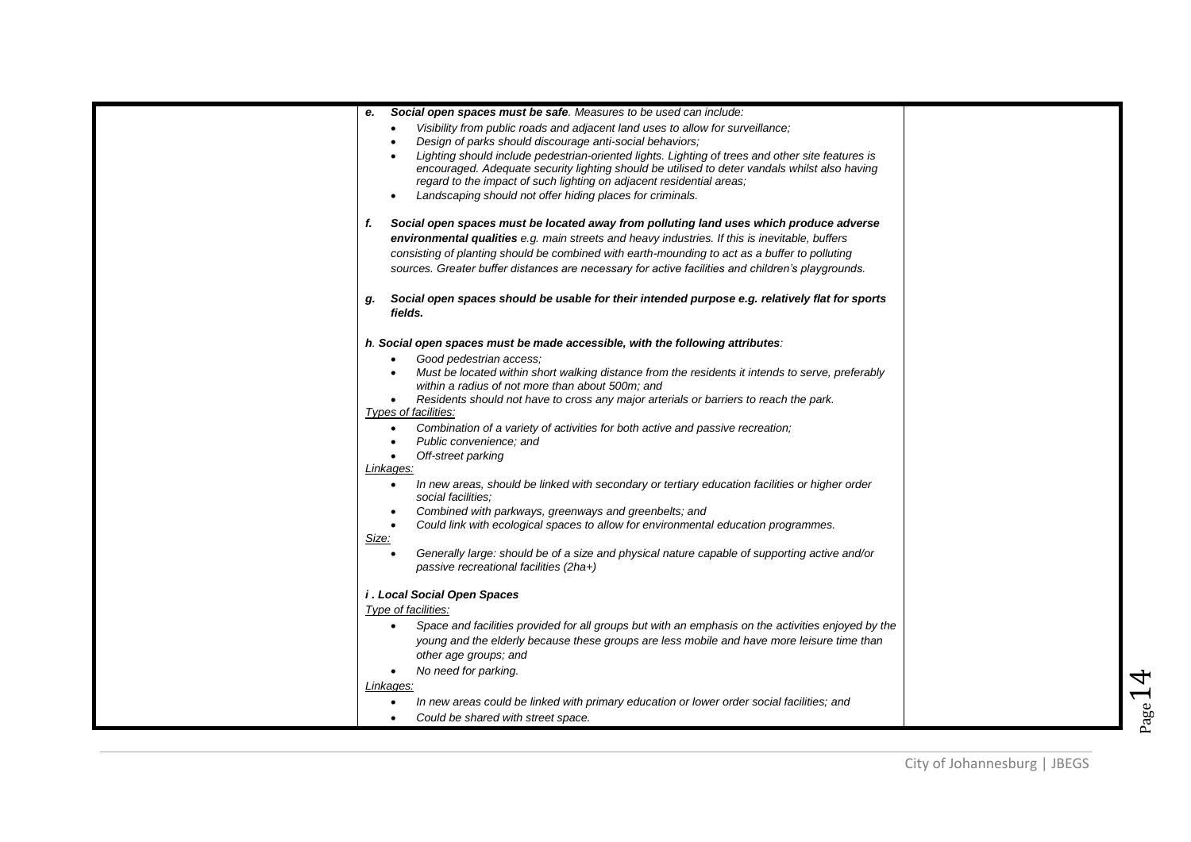***e. Social open spaces must be safe****. Measures to be used can include:*

- *Visibility from public roads and adjacent land uses to allow for surveillance;*
- *Design of parks should discourage anti-social behaviors;*
- *Lighting should include pedestrian-oriented lights. Lighting of trees and other site features is encouraged. Adequate security lighting should be utilised to deter vandals whilst also having regard to the impact of such lighting on adjacent residential areas;*
- *Landscaping should not offer hiding places for criminals.*

***f. Social open spaces must be located away from polluting land uses which produce adverse environmental qualities*** *e.g. main streets and heavy industries. If this is inevitable, buffers consisting of planting should be combined with earth-mounding to act as a buffer to polluting sources. Greater buffer distances are necessary for active facilities and children's playgrounds.*

***g. Social open spaces should be usable for their intended purpose e.g. relatively flat for sports fields.***

***h. Social open spaces must be made accessible, with the following attributes****:*

- *Good pedestrian access;*
- *Must be located within short walking distance from the residents it intends to serve, preferably within a radius of not more than about 500m; and*
- *Residents should not have to cross any major arterials or barriers to reach the park.*

*Types of facilities:*

- *Combination of a variety of activities for both active and passive recreation;*
- *Public convenience; and*
- *Off-street parking*

*Linkages:*

- *In new areas, should be linked with secondary or tertiary education facilities or higher order social facilities;*
- *Combined with parkways, greenways and greenbelts; and*
- *Could link with ecological spaces to allow for environmental education programmes.*

*Size:*

- *Generally large: should be of a size and physical nature capable of supporting active and/or passive recreational facilities (2ha+)*

***i . Local Social Open Spaces***

*Type of facilities:*

- *Space and facilities provided for all groups but with an emphasis on the activities enjoyed by the young and the elderly because these groups are less mobile and have more leisure time than other age groups; and*
- *No need for parking.*

*Linkages:*

- *In new areas could be linked with primary education or lower order social facilities; and*
- *Could be shared with street space.*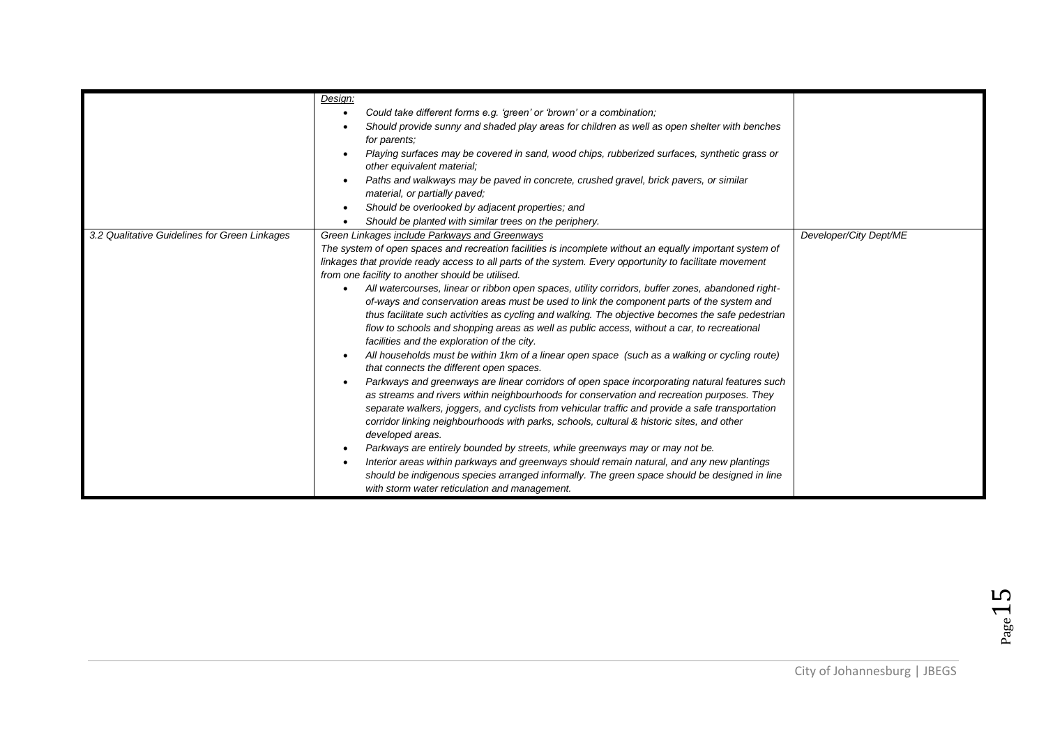| | | |
|---|---|---|
| | <u>*Design:*</u><br>• *Could take different forms e.g. 'green' or 'brown' or a combination;*<br>• *Should provide sunny and shaded play areas for children as well as open shelter with benches for parents;*<br>• *Playing surfaces may be covered in sand, wood chips, rubberized surfaces, synthetic grass or other equivalent material;*<br>• *Paths and walkways may be paved in concrete, crushed gravel, brick pavers, or similar material, or partially paved;*<br>• *Should be overlooked by adjacent properties; and*<br>• *Should be planted with similar trees on the periphery.* | |
| *3.2 Qualitative Guidelines for Green Linkages* | *Green Linkages <u>include Parkways and Greenways</u>*<br>*The system of open spaces and recreation facilities is incomplete without an equally important system of linkages that provide ready access to all parts of the system. Every opportunity to facilitate movement from one facility to another should be utilised.*<br>• *All watercourses, linear or ribbon open spaces, utility corridors, buffer zones, abandoned right-of-ways and conservation areas must be used to link the component parts of the system and thus facilitate such activities as cycling and walking. The objective becomes the safe pedestrian flow to schools and shopping areas as well as public access, without a car, to recreational facilities and the exploration of the city.*<br>• *All households must be within 1km of a linear open space (such as a walking or cycling route) that connects the different open spaces.*<br>• *Parkways and greenways are linear corridors of open space incorporating natural features such as streams and rivers within neighbourhoods for conservation and recreation purposes. They separate walkers, joggers, and cyclists from vehicular traffic and provide a safe transportation corridor linking neighbourhoods with parks, schools, cultural & historic sites, and other developed areas.*<br>• *Parkways are entirely bounded by streets, while greenways may or may not be.*<br>• *Interior areas within parkways and greenways should remain natural, and any new plantings should be indigenous species arranged informally. The green space should be designed in line with storm water reticulation and management.* | *Developer/City Dept/ME* |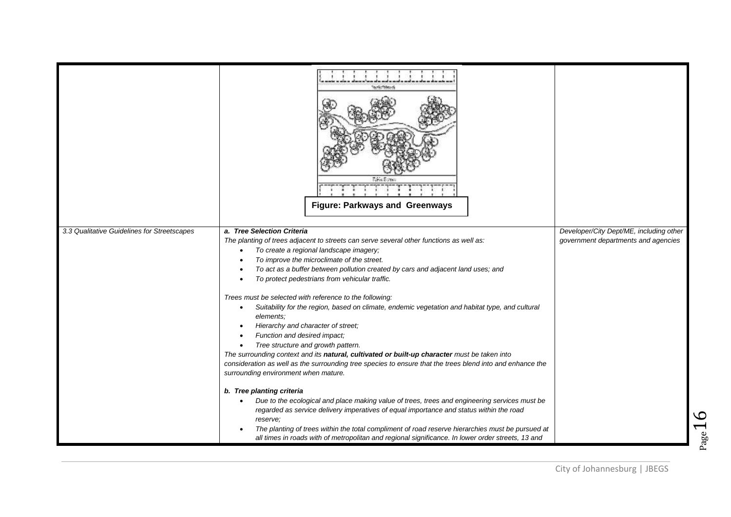| | | |
|---|---|---|
| | **Figure: Parkways and Greenways** | |
| *3.3 Qualitative Guidelines for Streetscapes* | ***a. Tree Selection Criteria***<br>*The planting of trees adjacent to streets can serve several other functions as well as:*<br>• *To create a regional landscape imagery;*<br>• *To improve the microclimate of the street.*<br>• *To act as a buffer between pollution created by cars and adjacent land uses; and*<br>• *To protect pedestrians from vehicular traffic.*<br><br>*Trees must be selected with reference to the following:*<br>• *Suitability for the region, based on climate, endemic vegetation and habitat type, and cultural elements;*<br>• *Hierarchy and character of street;*<br>• *Function and desired impact;*<br>• *Tree structure and growth pattern.*<br>*The surrounding context and its* ***natural, cultivated or built-up character*** *must be taken into consideration as well as the surrounding tree species to ensure that the trees blend into and enhance the surrounding environment when mature.*<br><br>***b. Tree planting criteria***<br>• *Due to the ecological and place making value of trees, trees and engineering services must be regarded as service delivery imperatives of equal importance and status within the road reserve;*<br>• *The planting of trees within the total compliment of road reserve hierarchies must be pursued at all times in roads with of metropolitan and regional significance. In lower order streets, 13 and* | *Developer/City Dept/ME, including other government departments and agencies* |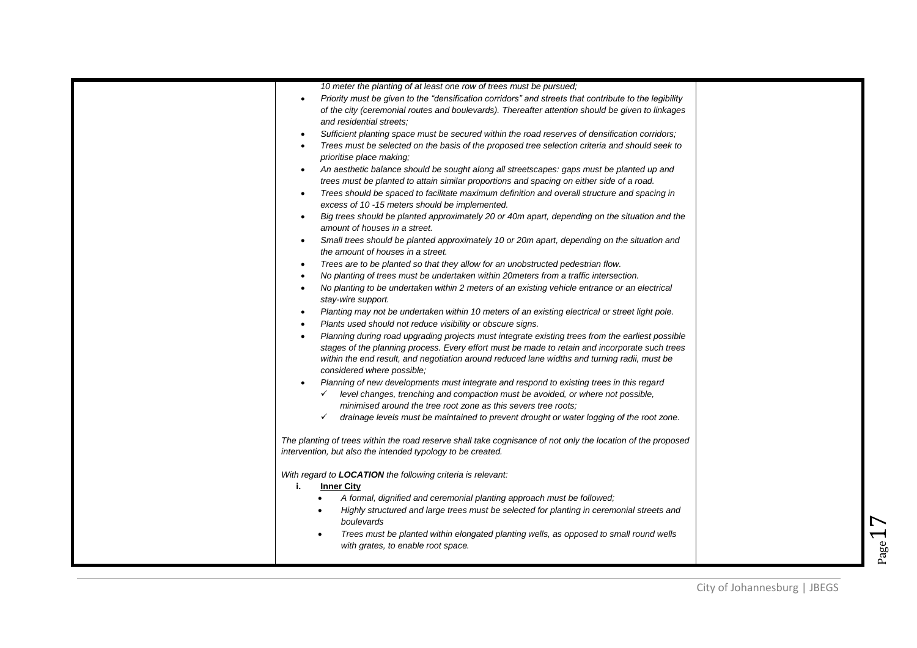*10 meter the planting of at least one row of trees must be pursued;*

- *Priority must be given to the "densification corridors" and streets that contribute to the legibility of the city (ceremonial routes and boulevards). Thereafter attention should be given to linkages and residential streets;*
- *Sufficient planting space must be secured within the road reserves of densification corridors;*
- *Trees must be selected on the basis of the proposed tree selection criteria and should seek to prioritise place making;*
- *An aesthetic balance should be sought along all streetscapes: gaps must be planted up and trees must be planted to attain similar proportions and spacing on either side of a road.*
- *Trees should be spaced to facilitate maximum definition and overall structure and spacing in excess of 10 -15 meters should be implemented.*
- *Big trees should be planted approximately 20 or 40m apart, depending on the situation and the amount of houses in a street.*
- *Small trees should be planted approximately 10 or 20m apart, depending on the situation and the amount of houses in a street.*
- *Trees are to be planted so that they allow for an unobstructed pedestrian flow.*
- *No planting of trees must be undertaken within 20meters from a traffic intersection.*
- *No planting to be undertaken within 2 meters of an existing vehicle entrance or an electrical stay-wire support.*
- *Planting may not be undertaken within 10 meters of an existing electrical or street light pole.*
- *Plants used should not reduce visibility or obscure signs.*
- *Planning during road upgrading projects must integrate existing trees from the earliest possible stages of the planning process. Every effort must be made to retain and incorporate such trees within the end result, and negotiation around reduced lane widths and turning radii, must be considered where possible;*
- *Planning of new developments must integrate and respond to existing trees in this regard*
  - ✓ *level changes, trenching and compaction must be avoided, or where not possible, minimised around the tree root zone as this severs tree roots;*
  - ✓ *drainage levels must be maintained to prevent drought or water logging of the root zone.*

*The planting of trees within the road reserve shall take cognisance of not only the location of the proposed intervention, but also the intended typology to be created.*

*With regard to* ***LOCATION*** *the following criteria is relevant:*

**i. Inner City**

- *A formal, dignified and ceremonial planting approach must be followed;*
- *Highly structured and large trees must be selected for planting in ceremonial streets and boulevards*
- *Trees must be planted within elongated planting wells, as opposed to small round wells with grates, to enable root space.*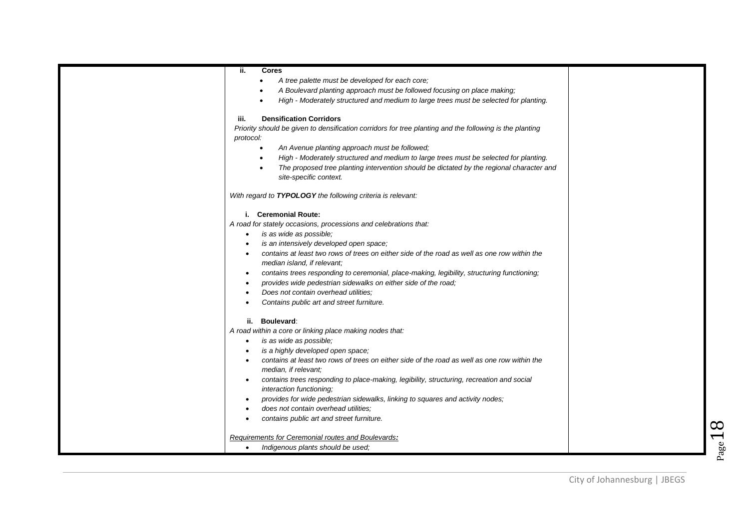**ii. Cores**

- *A tree palette must be developed for each core;*
- *A Boulevard planting approach must be followed focusing on place making;*
- *High - Moderately structured and medium to large trees must be selected for planting.*

**iii. Densification Corridors**

*Priority should be given to densification corridors for tree planting and the following is the planting protocol:*

- *An Avenue planting approach must be followed;*
- *High - Moderately structured and medium to large trees must be selected for planting.*
- *The proposed tree planting intervention should be dictated by the regional character and site-specific context.*

*With regard to* ***TYPOLOGY*** *the following criteria is relevant:*

**i. Ceremonial Route:**

*A road for stately occasions, processions and celebrations that:*

- *is as wide as possible;*
- *is an intensively developed open space;*
- *contains at least two rows of trees on either side of the road as well as one row within the median island, if relevant;*
- *contains trees responding to ceremonial, place-making, legibility, structuring functioning;*
- *provides wide pedestrian sidewalks on either side of the road;*
- *Does not contain overhead utilities;*
- *Contains public art and street furniture.*

**ii. Boulevard**:

*A road within a core or linking place making nodes that:*

- *is as wide as possible;*
- *is a highly developed open space;*
- *contains at least two rows of trees on either side of the road as well as one row within the median, if relevant;*
- *contains trees responding to place-making, legibility, structuring, recreation and social interaction functioning;*
- *provides for wide pedestrian sidewalks, linking to squares and activity nodes;*
- *does not contain overhead utilities;*
- *contains public art and street furniture.*

*Requirements for Ceremonial routes and Boulevards:*

- *Indigenous plants should be used;*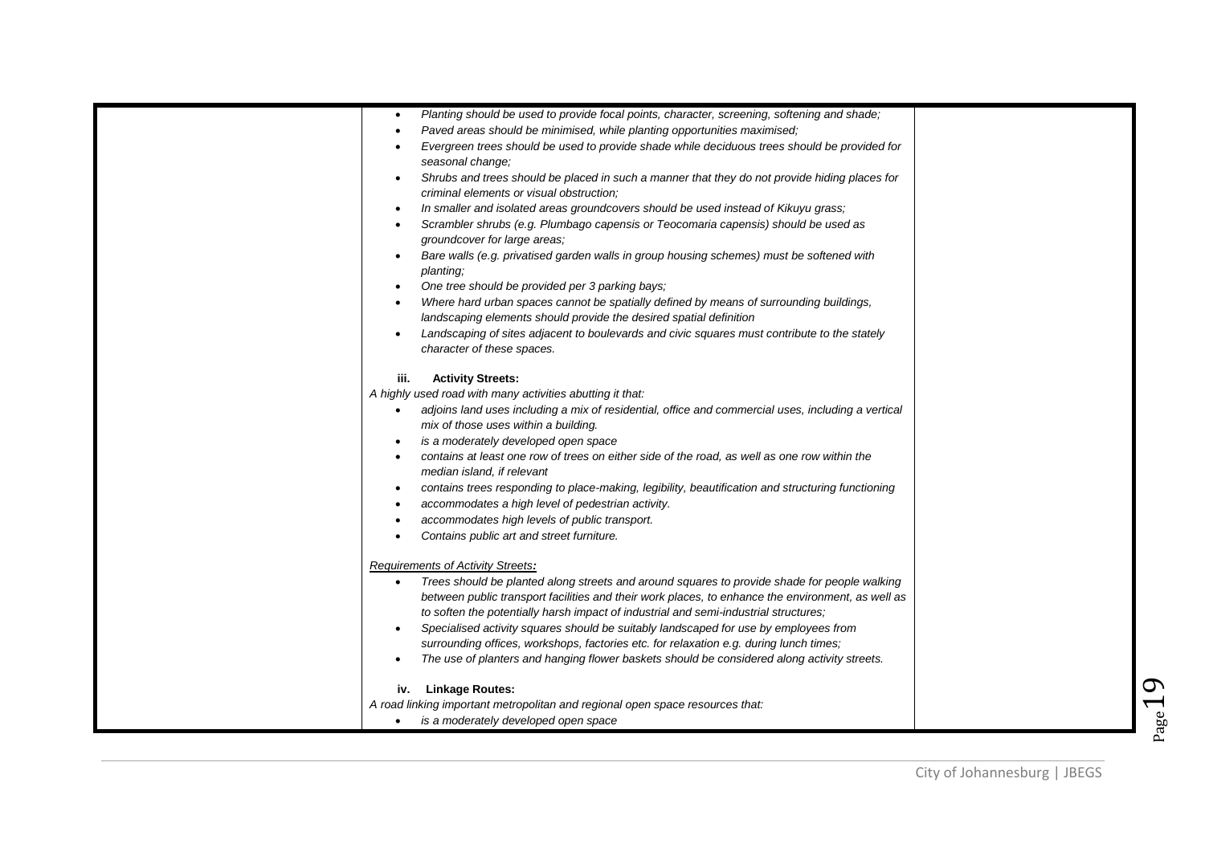- *Planting should be used to provide focal points, character, screening, softening and shade;*
- *Paved areas should be minimised, while planting opportunities maximised;*
- *Evergreen trees should be used to provide shade while deciduous trees should be provided for seasonal change;*
- *Shrubs and trees should be placed in such a manner that they do not provide hiding places for criminal elements or visual obstruction;*
- *In smaller and isolated areas groundcovers should be used instead of Kikuyu grass;*
- *Scrambler shrubs (e.g. Plumbago capensis or Teocomaria capensis) should be used as groundcover for large areas;*
- *Bare walls (e.g. privatised garden walls in group housing schemes) must be softened with planting;*
- *One tree should be provided per 3 parking bays;*
- *Where hard urban spaces cannot be spatially defined by means of surrounding buildings, landscaping elements should provide the desired spatial definition*
- *Landscaping of sites adjacent to boulevards and civic squares must contribute to the stately character of these spaces.*

**iii. Activity Streets:**

*A highly used road with many activities abutting it that:*

- *adjoins land uses including a mix of residential, office and commercial uses, including a vertical mix of those uses within a building.*
- *is a moderately developed open space*
- *contains at least one row of trees on either side of the road, as well as one row within the median island, if relevant*
- *contains trees responding to place-making, legibility, beautification and structuring functioning*
- *accommodates a high level of pedestrian activity.*
- *accommodates high levels of public transport.*
- *Contains public art and street furniture.*

*Requirements of Activity Streets:*

- *Trees should be planted along streets and around squares to provide shade for people walking between public transport facilities and their work places, to enhance the environment, as well as to soften the potentially harsh impact of industrial and semi-industrial structures;*
- *Specialised activity squares should be suitably landscaped for use by employees from surrounding offices, workshops, factories etc. for relaxation e.g. during lunch times;*
- *The use of planters and hanging flower baskets should be considered along activity streets.*

**iv. Linkage Routes:**

*A road linking important metropolitan and regional open space resources that:*

- *is a moderately developed open space*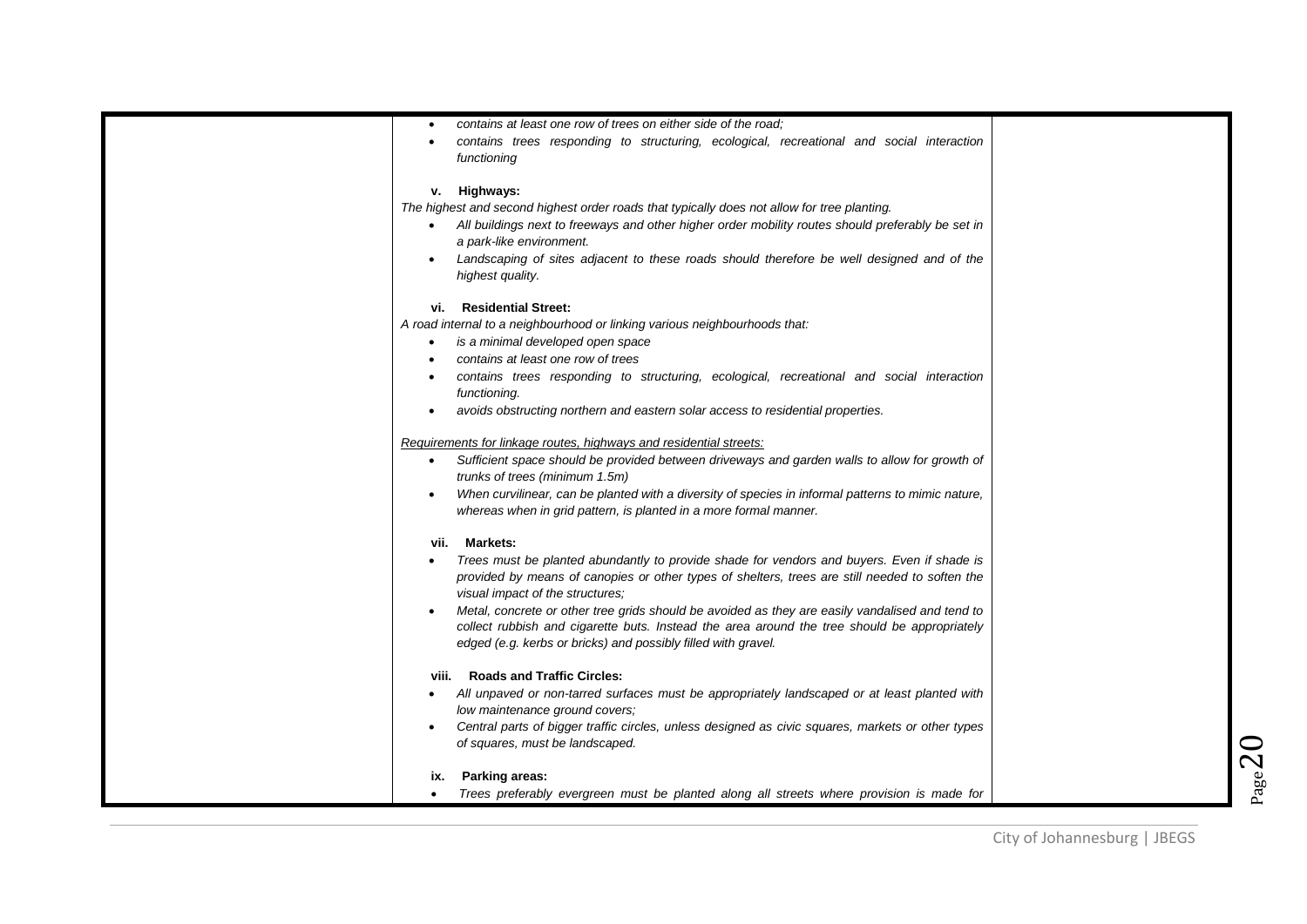- *contains at least one row of trees on either side of the road;*
- *contains trees responding to structuring, ecological, recreational and social interaction functioning*

**v. Highways:**

*The highest and second highest order roads that typically does not allow for tree planting.*

- *All buildings next to freeways and other higher order mobility routes should preferably be set in a park-like environment.*
- *Landscaping of sites adjacent to these roads should therefore be well designed and of the highest quality.*

**vi. Residential Street:**

*A road internal to a neighbourhood or linking various neighbourhoods that:*

- *is a minimal developed open space*
- *contains at least one row of trees*
- *contains trees responding to structuring, ecological, recreational and social interaction functioning.*
- *avoids obstructing northern and eastern solar access to residential properties.*

*Requirements for linkage routes, highways and residential streets:*

- *Sufficient space should be provided between driveways and garden walls to allow for growth of trunks of trees (minimum 1.5m)*
- *When curvilinear, can be planted with a diversity of species in informal patterns to mimic nature, whereas when in grid pattern, is planted in a more formal manner.*

**vii. Markets:**

- *Trees must be planted abundantly to provide shade for vendors and buyers. Even if shade is provided by means of canopies or other types of shelters, trees are still needed to soften the visual impact of the structures;*
- *Metal, concrete or other tree grids should be avoided as they are easily vandalised and tend to collect rubbish and cigarette buts. Instead the area around the tree should be appropriately edged (e.g. kerbs or bricks) and possibly filled with gravel.*

**viii. Roads and Traffic Circles:**

- *All unpaved or non-tarred surfaces must be appropriately landscaped or at least planted with low maintenance ground covers;*
- *Central parts of bigger traffic circles, unless designed as civic squares, markets or other types of squares, must be landscaped.*

**ix. Parking areas:**

- *Trees preferably evergreen must be planted along all streets where provision is made for*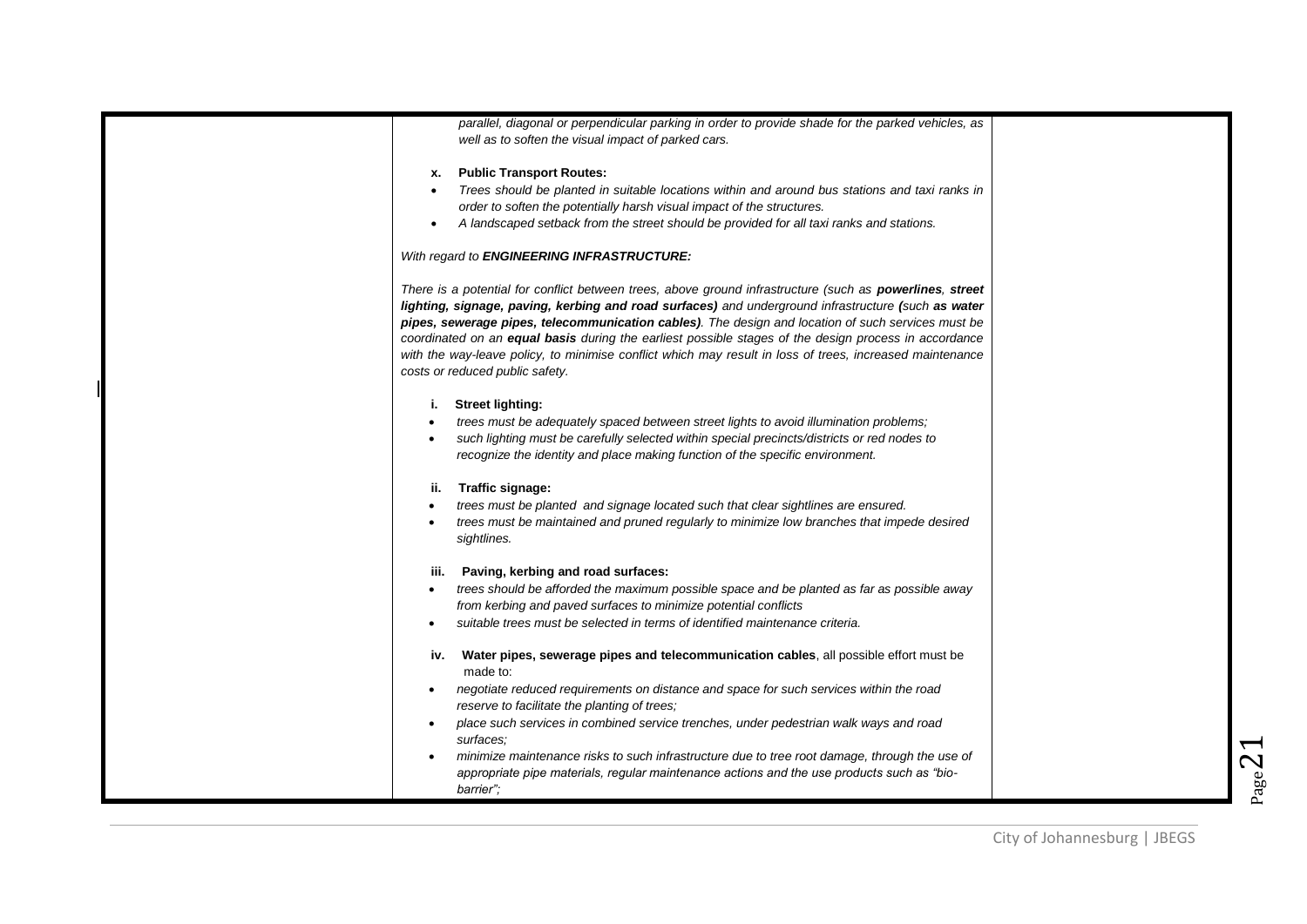*parallel, diagonal or perpendicular parking in order to provide shade for the parked vehicles, as well as to soften the visual impact of parked cars.*

**x. Public Transport Routes:**

- *Trees should be planted in suitable locations within and around bus stations and taxi ranks in order to soften the potentially harsh visual impact of the structures.*
- *A landscaped setback from the street should be provided for all taxi ranks and stations.*

*With regard to **ENGINEERING INFRASTRUCTURE:***

*There is a potential for conflict between trees, above ground infrastructure (such as **powerlines**, **street lighting, signage, paving, kerbing and road surfaces)** and underground infrastructure **(**such **as water pipes, sewerage pipes, telecommunication cables)**. The design and location of such services must be coordinated on an **equal basis** during the earliest possible stages of the design process in accordance with the way-leave policy, to minimise conflict which may result in loss of trees, increased maintenance costs or reduced public safety.*

**i. Street lighting:**

- *trees must be adequately spaced between street lights to avoid illumination problems;*
- *such lighting must be carefully selected within special precincts/districts or red nodes to recognize the identity and place making function of the specific environment.*

**ii. Traffic signage:**

- *trees must be planted and signage located such that clear sightlines are ensured.*
- *trees must be maintained and pruned regularly to minimize low branches that impede desired sightlines.*

**iii. Paving, kerbing and road surfaces:**

- *trees should be afforded the maximum possible space and be planted as far as possible away from kerbing and paved surfaces to minimize potential conflicts*
- *suitable trees must be selected in terms of identified maintenance criteria.*

**iv. Water pipes, sewerage pipes and telecommunication cables**, all possible effort must be made to:

- *negotiate reduced requirements on distance and space for such services within the road reserve to facilitate the planting of trees;*
- *place such services in combined service trenches, under pedestrian walk ways and road surfaces;*
- *minimize maintenance risks to such infrastructure due to tree root damage, through the use of appropriate pipe materials, regular maintenance actions and the use products such as "bio-barrier";*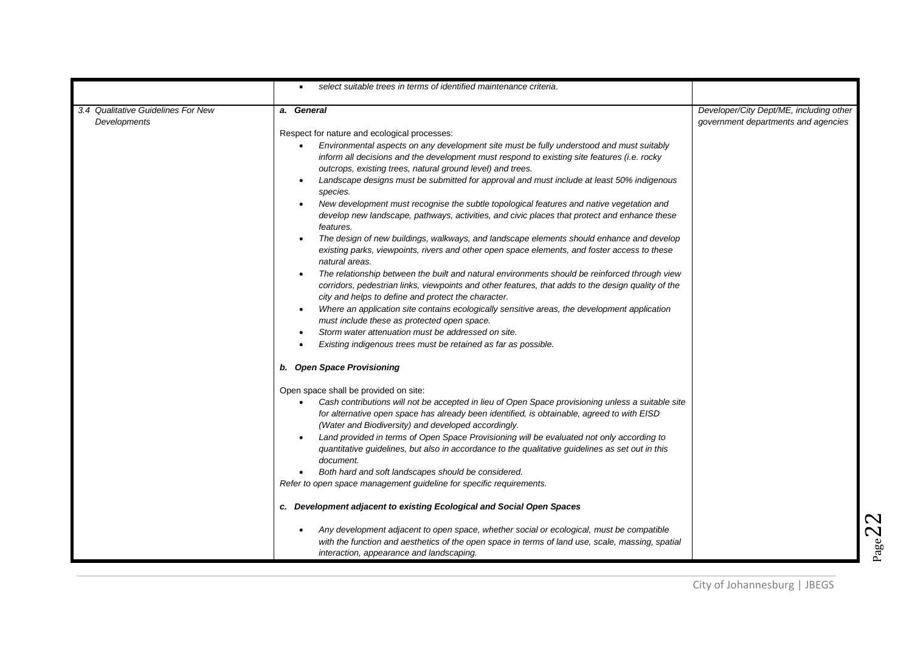| | | |
|---|---|---|
| | • *select suitable trees in terms of identified maintenance criteria*. | |
| *3.4 Qualitative Guidelines For New Developments* | ***a. General***<br><br>Respect for nature and ecological processes:<br>• *Environmental aspects on any development site must be fully understood and must suitably inform all decisions and the development must respond to existing site features (i.e. rocky outcrops, existing trees, natural ground level) and trees.*<br>• *Landscape designs must be submitted for approval and must include at least 50% indigenous species.*<br>• *New development must recognise the subtle topological features and native vegetation and develop new landscape, pathways, activities, and civic places that protect and enhance these features.*<br>• *The design of new buildings, walkways, and landscape elements should enhance and develop existing parks, viewpoints, rivers and other open space elements, and foster access to these natural areas.*<br>• *The relationship between the built and natural environments should be reinforced through view corridors, pedestrian links, viewpoints and other features, that adds to the design quality of the city and helps to define and protect the character.*<br>• *Where an application site contains ecologically sensitive areas, the development application must include these as protected open space.*<br>• *Storm water attenuation must be addressed on site.*<br>• *Existing indigenous trees must be retained as far as possible.*<br><br>***b. Open Space Provisioning***<br><br>Open space shall be provided on site:<br>• *Cash contributions will not be accepted in lieu of Open Space provisioning unless a suitable site for alternative open space has already been identified, is obtainable, agreed to with EISD (Water and Biodiversity) and developed accordingly.*<br>• *Land provided in terms of Open Space Provisioning will be evaluated not only according to quantitative guidelines, but also in accordance to the qualitative guidelines as set out in this document.*<br>• *Both hard and soft landscapes should be considered.*<br>*Refer to open space management guideline for specific requirements.*<br><br>***c. Development adjacent to existing Ecological and Social Open Spaces***<br><br>• *Any development adjacent to open space, whether social or ecological, must be compatible with the function and aesthetics of the open space in terms of land use, scale, massing, spatial interaction, appearance and landscaping.* | *Developer/City Dept/ME, including other government departments and agencies* |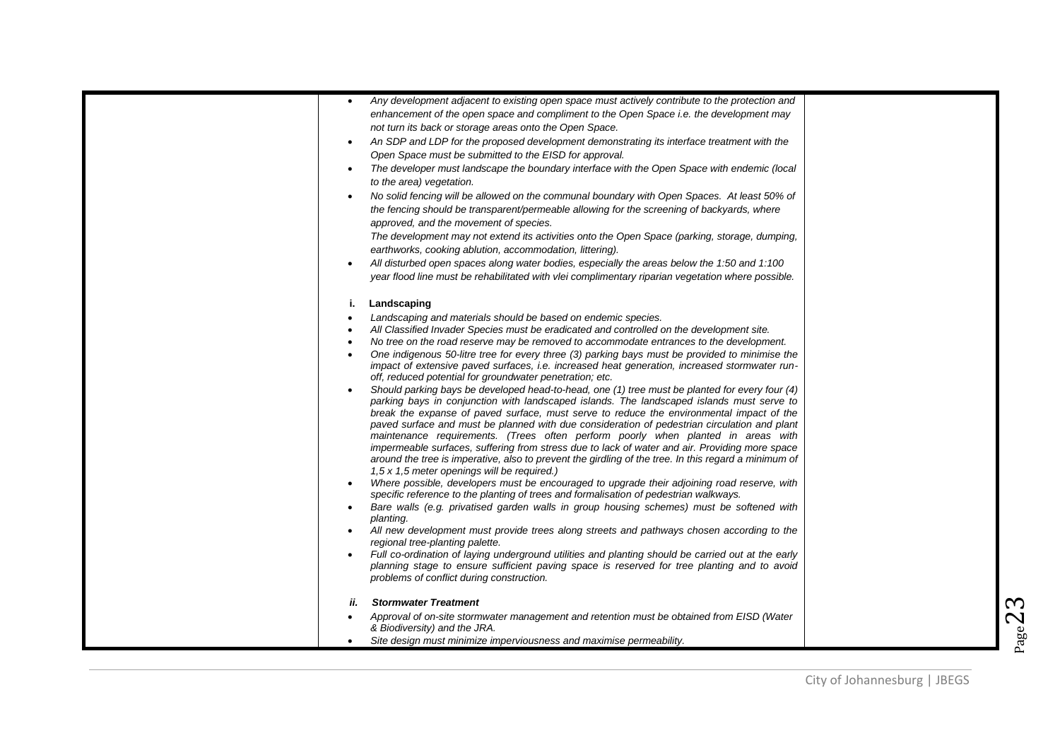| | | |
|---|---|---|
| | • *Any development adjacent to existing open space must actively contribute to the protection and enhancement of the open space and compliment to the Open Space i.e. the development may not turn its back or storage areas onto the Open Space.*<br>• *An SDP and LDP for the proposed development demonstrating its interface treatment with the Open Space must be submitted to the EISD for approval.*<br>• *The developer must landscape the boundary interface with the Open Space with endemic (local to the area) vegetation.*<br>• *No solid fencing will be allowed on the communal boundary with Open Spaces. At least 50% of the fencing should be transparent/permeable allowing for the screening of backyards, where approved, and the movement of species.*<br>*The development may not extend its activities onto the Open Space (parking, storage, dumping, earthworks, cooking ablution, accommodation, littering).*<br>• *All disturbed open spaces along water bodies, especially the areas below the 1:50 and 1:100 year flood line must be rehabilitated with vlei complimentary riparian vegetation where possible.*<br><br>**i. Landscaping**<br>• *Landscaping and materials should be based on endemic species.*<br>• *All Classified Invader Species must be eradicated and controlled on the development site.*<br>• *No tree on the road reserve may be removed to accommodate entrances to the development.*<br>• *One indigenous 50-litre tree for every three (3) parking bays must be provided to minimise the impact of extensive paved surfaces, i.e. increased heat generation, increased stormwater run-off, reduced potential for groundwater penetration; etc.*<br>• *Should parking bays be developed head-to-head, one (1) tree must be planted for every four (4) parking bays in conjunction with landscaped islands. The landscaped islands must serve to break the expanse of paved surface, must serve to reduce the environmental impact of the paved surface and must be planned with due consideration of pedestrian circulation and plant maintenance requirements. (Trees often perform poorly when planted in areas with impermeable surfaces, suffering from stress due to lack of water and air. Providing more space around the tree is imperative, also to prevent the girdling of the tree. In this regard a minimum of 1,5 x 1,5 meter openings will be required.)*<br>• *Where possible, developers must be encouraged to upgrade their adjoining road reserve, with specific reference to the planting of trees and formalisation of pedestrian walkways.*<br>• *Bare walls (e.g. privatised garden walls in group housing schemes) must be softened with planting.*<br>• *All new development must provide trees along streets and pathways chosen according to the regional tree-planting palette.*<br>• *Full co-ordination of laying underground utilities and planting should be carried out at the early planning stage to ensure sufficient paving space is reserved for tree planting and to avoid problems of conflict during construction.*<br><br>***ii. Stormwater Treatment***<br>• *Approval of on-site stormwater management and retention must be obtained from EISD (Water & Biodiversity) and the JRA.*<br>• *Site design must minimize imperviousness and maximise permeability.* | |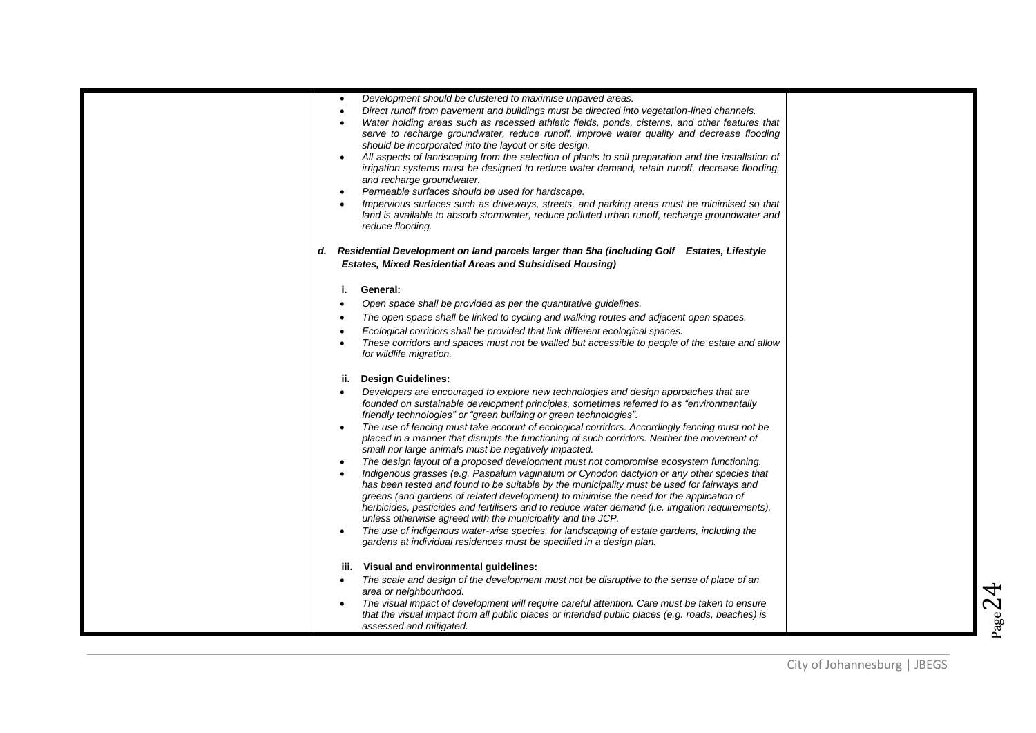| | | |
|---|---|---|
| | • *Development should be clustered to maximise unpaved areas.*<br>• *Direct runoff from pavement and buildings must be directed into vegetation-lined channels.*<br>• *Water holding areas such as recessed athletic fields, ponds, cisterns, and other features that serve to recharge groundwater, reduce runoff, improve water quality and decrease flooding should be incorporated into the layout or site design.*<br>• *All aspects of landscaping from the selection of plants to soil preparation and the installation of irrigation systems must be designed to reduce water demand, retain runoff, decrease flooding, and recharge groundwater.*<br>• *Permeable surfaces should be used for hardscape.*<br>• *Impervious surfaces such as driveways, streets, and parking areas must be minimised so that land is available to absorb stormwater, reduce polluted urban runoff, recharge groundwater and reduce flooding.*<br><br>***d. Residential Development on land parcels larger than 5ha (including Golf Estates, Lifestyle Estates, Mixed Residential Areas and Subsidised Housing)***<br><br>**i. General:**<br>• *Open space shall be provided as per the quantitative guidelines.*<br>• *The open space shall be linked to cycling and walking routes and adjacent open spaces.*<br>• *Ecological corridors shall be provided that link different ecological spaces.*<br>• *These corridors and spaces must not be walled but accessible to people of the estate and allow for wildlife migration.*<br><br>**ii. Design Guidelines:**<br>• *Developers are encouraged to explore new technologies and design approaches that are founded on sustainable development principles, sometimes referred to as "environmentally friendly technologies" or "green building or green technologies".*<br>• *The use of fencing must take account of ecological corridors. Accordingly fencing must not be placed in a manner that disrupts the functioning of such corridors. Neither the movement of small nor large animals must be negatively impacted.*<br>• *The design layout of a proposed development must not compromise ecosystem functioning.*<br>• *Indigenous grasses (e.g. Paspalum vaginatum or Cynodon dactylon or any other species that has been tested and found to be suitable by the municipality must be used for fairways and greens (and gardens of related development) to minimise the need for the application of herbicides, pesticides and fertilisers and to reduce water demand (i.e. irrigation requirements), unless otherwise agreed with the municipality and the JCP.*<br>• *The use of indigenous water-wise species, for landscaping of estate gardens, including the gardens at individual residences must be specified in a design plan.*<br><br>**iii. Visual and environmental guidelines:**<br>• *The scale and design of the development must not be disruptive to the sense of place of an area or neighbourhood.*<br>• *The visual impact of development will require careful attention. Care must be taken to ensure that the visual impact from all public places or intended public places (e.g. roads, beaches) is assessed and mitigated.* | |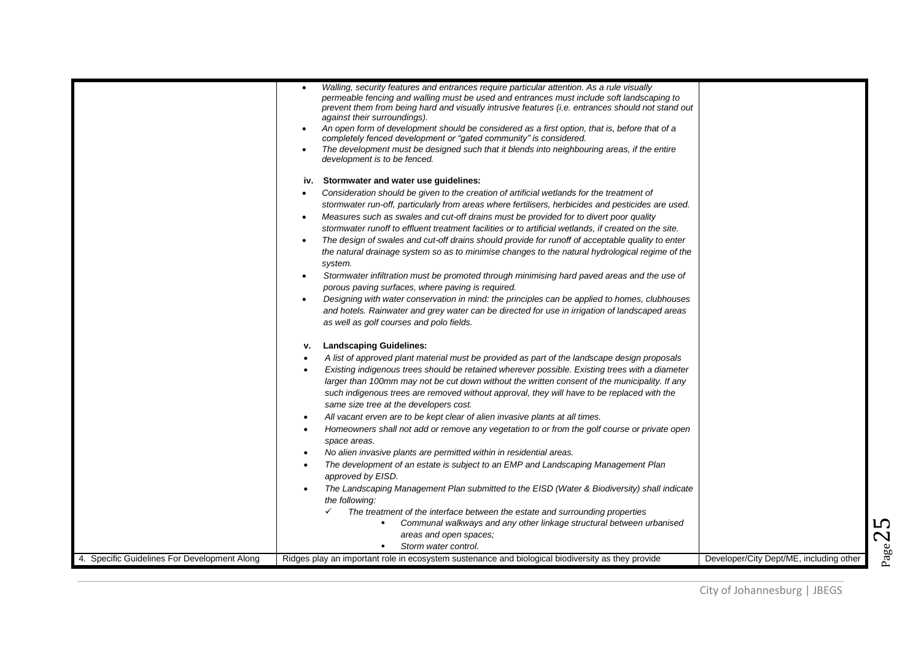| | | |
|---|---|---|
| | • *Walling, security features and entrances require particular attention. As a rule visually permeable fencing and walling must be used and entrances must include soft landscaping to prevent them from being hard and visually intrusive features (i.e. entrances should not stand out against their surroundings).*<br>• *An open form of development should be considered as a first option, that is, before that of a completely fenced development or "gated community" is considered.*<br>• *The development must be designed such that it blends into neighbouring areas, if the entire development is to be fenced.*<br><br>**iv. Stormwater and water use guidelines:**<br>• *Consideration should be given to the creation of artificial wetlands for the treatment of stormwater run-off, particularly from areas where fertilisers, herbicides and pesticides are used.*<br>• *Measures such as swales and cut-off drains must be provided for to divert poor quality stormwater runoff to effluent treatment facilities or to artificial wetlands, if created on the site.*<br>• *The design of swales and cut-off drains should provide for runoff of acceptable quality to enter the natural drainage system so as to minimise changes to the natural hydrological regime of the system.*<br>• *Stormwater infiltration must be promoted through minimising hard paved areas and the use of porous paving surfaces, where paving is required.*<br>• *Designing with water conservation in mind: the principles can be applied to homes, clubhouses and hotels. Rainwater and grey water can be directed for use in irrigation of landscaped areas as well as golf courses and polo fields.*<br><br>**v. Landscaping Guidelines:**<br>• *A list of approved plant material must be provided as part of the landscape design proposals*<br>• *Existing indigenous trees should be retained wherever possible. Existing trees with a diameter larger than 100mm may not be cut down without the written consent of the municipality. If any such indigenous trees are removed without approval, they will have to be replaced with the same size tree at the developers cost.*<br>• *All vacant erven are to be kept clear of alien invasive plants at all times.*<br>• *Homeowners shall not add or remove any vegetation to or from the golf course or private open space areas.*<br>• *No alien invasive plants are permitted within in residential areas.*<br>• *The development of an estate is subject to an EMP and Landscaping Management Plan approved by EISD.*<br>• *The Landscaping Management Plan submitted to the EISD (Water & Biodiversity) shall indicate the following:*<br>  ✓ *The treatment of the interface between the estate and surrounding properties*<br>    ▪ *Communal walkways and any other linkage structural between urbanised areas and open spaces;*<br>    ▪ *Storm water control.* | |
| 4. Specific Guidelines For Development Along | Ridges play an important role in ecosystem sustenance and biological biodiversity as they provide | Developer/City Dept/ME, including other |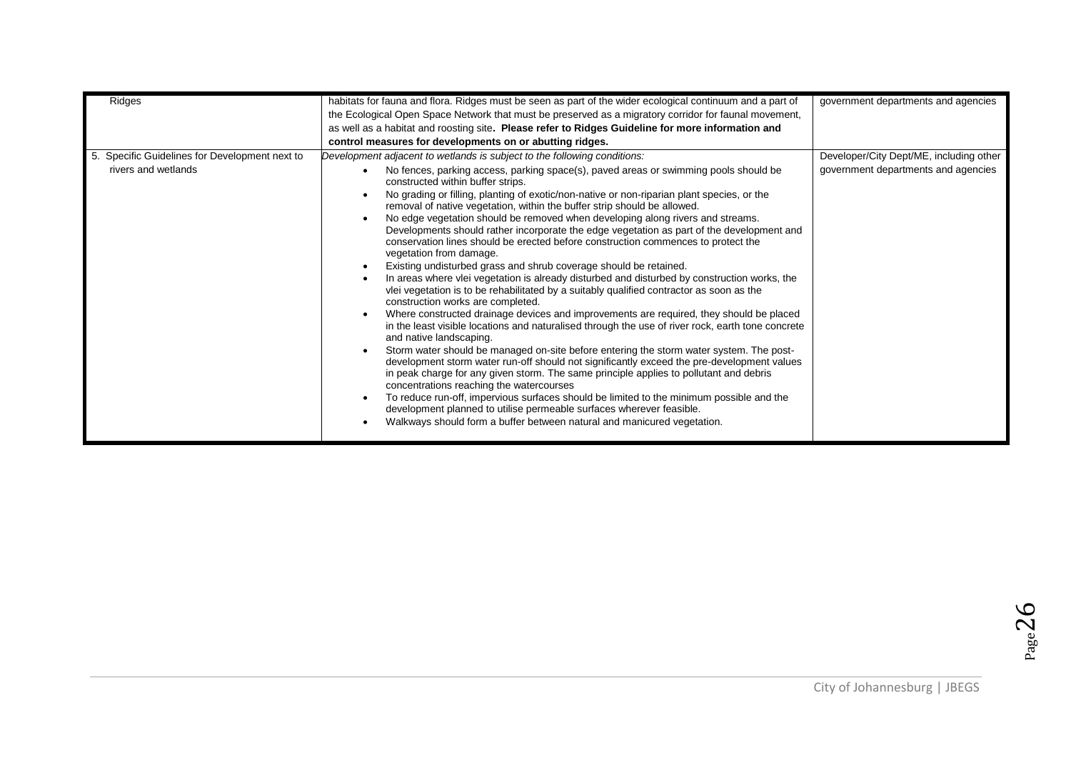| | | |
|---|---|---|
| Ridges | habitats for fauna and flora. Ridges must be seen as part of the wider ecological continuum and a part of the Ecological Open Space Network that must be preserved as a migratory corridor for faunal movement, as well as a habitat and roosting site**. Please refer to Ridges Guideline for more information and control measures for developments on or abutting ridges.** | government departments and agencies |
| 5. Specific Guidelines for Development next to rivers and wetlands | *Development adjacent to wetlands is subject to the following conditions:*<br>• No fences, parking access, parking space(s), paved areas or swimming pools should be constructed within buffer strips.<br>• No grading or filling, planting of exotic/non-native or non-riparian plant species, or the removal of native vegetation, within the buffer strip should be allowed.<br>• No edge vegetation should be removed when developing along rivers and streams. Developments should rather incorporate the edge vegetation as part of the development and conservation lines should be erected before construction commences to protect the vegetation from damage.<br>• Existing undisturbed grass and shrub coverage should be retained.<br>• In areas where vlei vegetation is already disturbed and disturbed by construction works, the vlei vegetation is to be rehabilitated by a suitably qualified contractor as soon as the construction works are completed.<br>• Where constructed drainage devices and improvements are required, they should be placed in the least visible locations and naturalised through the use of river rock, earth tone concrete and native landscaping.<br>• Storm water should be managed on-site before entering the storm water system. The post-development storm water run-off should not significantly exceed the pre-development values in peak charge for any given storm. The same principle applies to pollutant and debris concentrations reaching the watercourses<br>• To reduce run-off, impervious surfaces should be limited to the minimum possible and the development planned to utilise permeable surfaces wherever feasible.<br>• Walkways should form a buffer between natural and manicured vegetation. | Developer/City Dept/ME, including other government departments and agencies |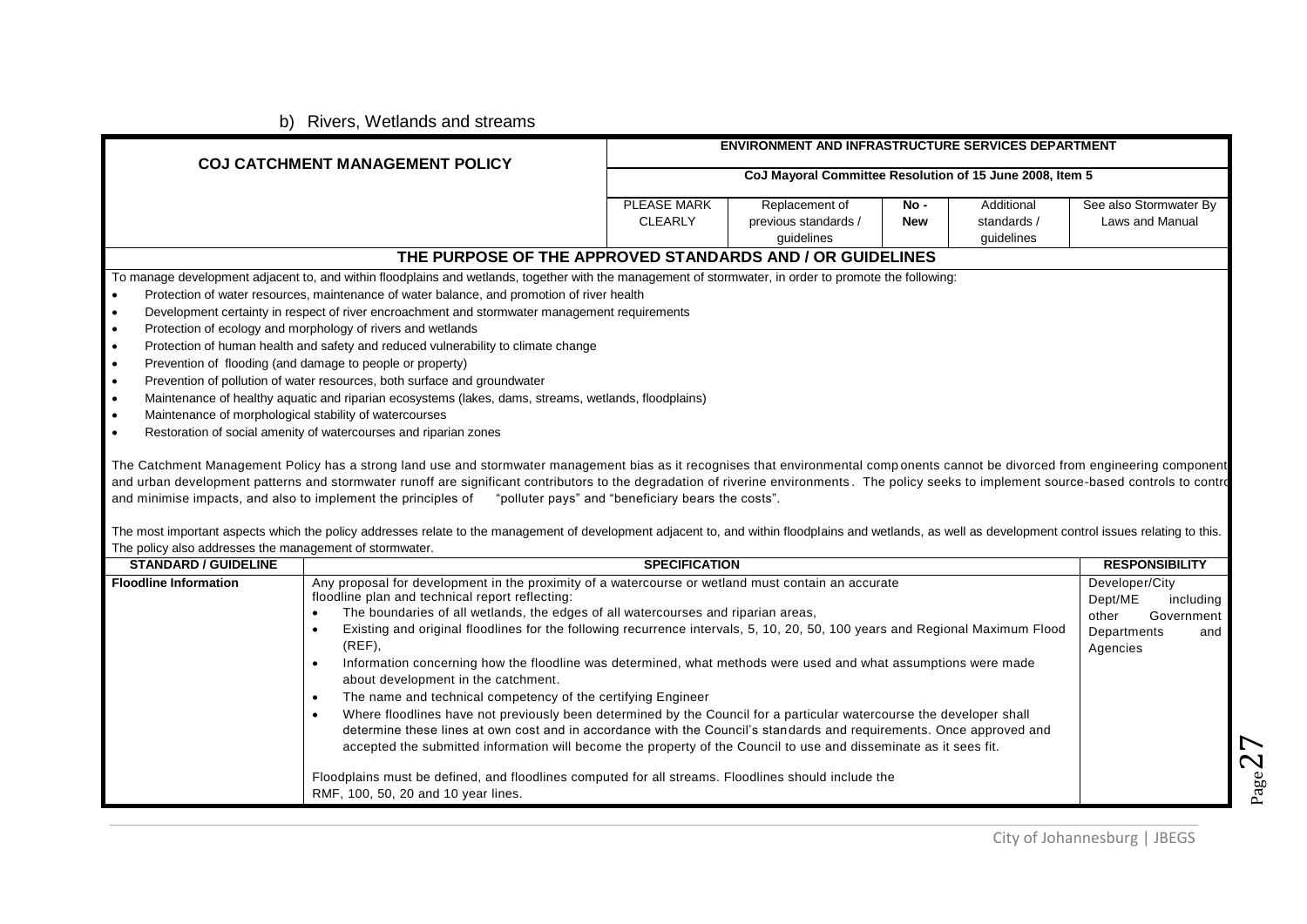b) Rivers, Wetlands and streams

| COJ CATCHMENT MANAGEMENT POLICY | ENVIRONMENT AND INFRASTRUCTURE SERVICES DEPARTMENT | | | | |
|---|---|---|---|---|---|
| | CoJ Mayoral Committee Resolution of 15 June 2008, Item 5 | | | | |
| | PLEASE MARK CLEARLY | Replacement of previous standards / guidelines | No - New | Additional standards / guidelines | See also Stormwater By Laws and Manual |

## THE PURPOSE OF THE APPROVED STANDARDS AND / OR GUIDELINES

To manage development adjacent to, and within floodplains and wetlands, together with the management of stormwater, in order to promote the following:

- Protection of water resources, maintenance of water balance, and promotion of river health
- Development certainty in respect of river encroachment and stormwater management requirements
- Protection of ecology and morphology of rivers and wetlands
- Protection of human health and safety and reduced vulnerability to climate change
- Prevention of flooding (and damage to people or property)
- Prevention of pollution of water resources, both surface and groundwater
- Maintenance of healthy aquatic and riparian ecosystems (lakes, dams, streams, wetlands, floodplains)
- Maintenance of morphological stability of watercourses
- Restoration of social amenity of watercourses and riparian zones

The Catchment Management Policy has a strong land use and stormwater management bias as it recognises that environmental components cannot be divorced from engineering components and urban development patterns and stormwater runoff are significant contributors to the degradation of riverine environments. The policy seeks to implement source-based controls to control and minimise impacts, and also to implement the principles of "polluter pays" and "beneficiary bears the costs".

The most important aspects which the policy addresses relate to the management of development adjacent to, and within floodplains and wetlands, as well as development control issues relating to this. The policy also addresses the management of stormwater.

| STANDARD / GUIDELINE | SPECIFICATION | RESPONSIBILITY |
|---|---|---|
| **Floodline Information** | Any proposal for development in the proximity of a watercourse or wetland must contain an accurate floodline plan and technical report reflecting:<br>• The boundaries of all wetlands, the edges of all watercourses and riparian areas,<br>• Existing and original floodlines for the following recurrence intervals, 5, 10, 20, 50, 100 years and Regional Maximum Flood (REF),<br>• Information concerning how the floodline was determined, what methods were used and what assumptions were made about development in the catchment.<br>• The name and technical competency of the certifying Engineer<br>• Where floodlines have not previously been determined by the Council for a particular watercourse the developer shall determine these lines at own cost and in accordance with the Council's standards and requirements. Once approved and accepted the submitted information will become the property of the Council to use and disseminate as it sees fit.<br><br>Floodplains must be defined, and floodlines computed for all streams. Floodlines should include the RMF, 100, 50, 20 and 10 year lines. | Developer/City Dept/ME including other Government Departments and Agencies |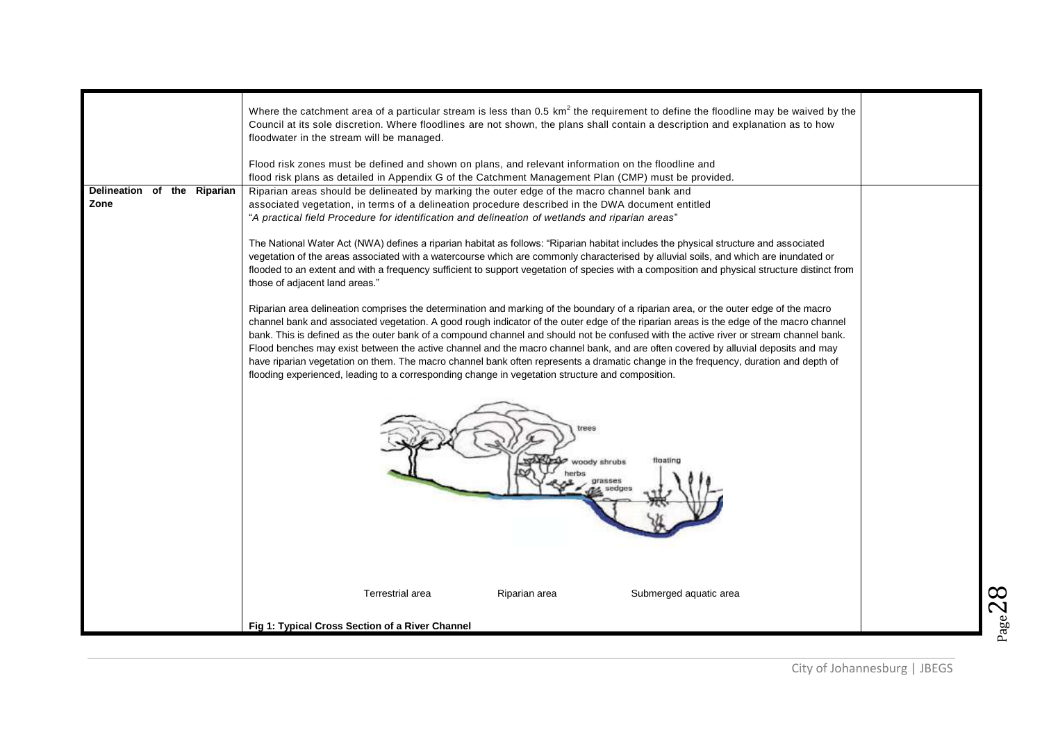| | | |
|---|---|---|
| | Where the catchment area of a particular stream is less than 0.5 $km^2$ the requirement to define the floodline may be waived by the Council at its sole discretion. Where floodlines are not shown, the plans shall contain a description and explanation as to how floodwater in the stream will be managed.<br><br>Flood risk zones must be defined and shown on plans, and relevant information on the floodline and flood risk plans as detailed in Appendix G of the Catchment Management Plan (CMP) must be provided. | |
| **Delineation of the Riparian Zone** | Riparian areas should be delineated by marking the outer edge of the macro channel bank and associated vegetation, in terms of a delineation procedure described in the DWA document entitled "*A practical field Procedure for identification and delineation of wetlands and riparian areas*"<br><br>The National Water Act (NWA) defines a riparian habitat as follows: "Riparian habitat includes the physical structure and associated vegetation of the areas associated with a watercourse which are commonly characterised by alluvial soils, and which are inundated or flooded to an extent and with a frequency sufficient to support vegetation of species with a composition and physical structure distinct from those of adjacent land areas."<br><br>Riparian area delineation comprises the determination and marking of the boundary of a riparian area, or the outer edge of the macro channel bank and associated vegetation. A good rough indicator of the outer edge of the riparian areas is the edge of the macro channel bank. This is defined as the outer bank of a compound channel and should not be confused with the active river or stream channel bank. Flood benches may exist between the active channel and the macro channel bank, and are often covered by alluvial deposits and may have riparian vegetation on them. The macro channel bank often represents a dramatic change in the frequency, duration and depth of flooding experienced, leading to a corresponding change in vegetation structure and composition.<br><br>Terrestrial area &nbsp;&nbsp; Riparian area &nbsp;&nbsp; Submerged aquatic area<br><br>**Fig 1: Typical Cross Section of a River Channel** | |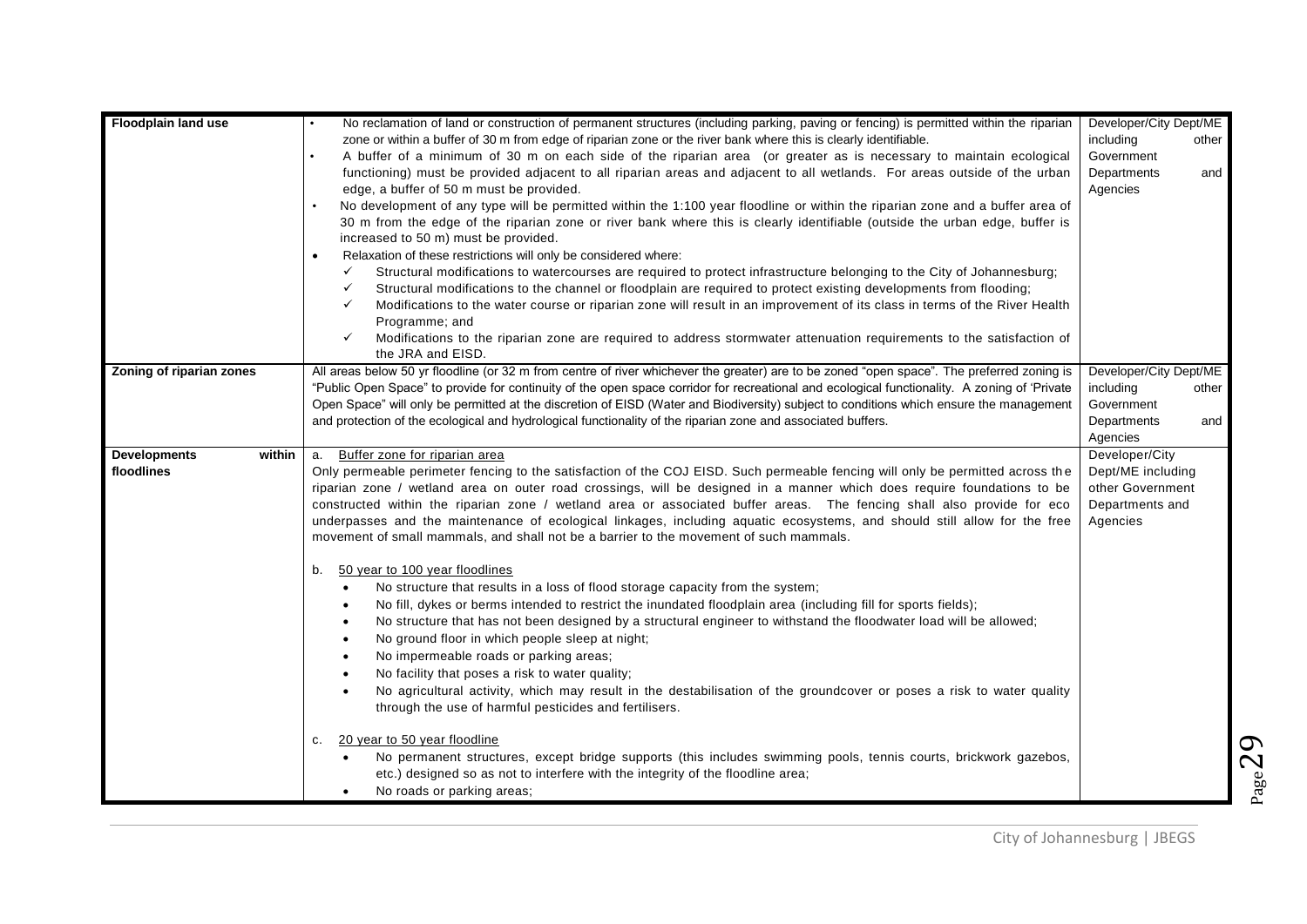| | | |
|---|---|---|
| **Floodplain land use** | • No reclamation of land or construction of permanent structures (including parking, paving or fencing) is permitted within the riparian zone or within a buffer of 30 m from edge of riparian zone or the river bank where this is clearly identifiable.<br>• A buffer of a minimum of 30 m on each side of the riparian area (or greater as is necessary to maintain ecological functioning) must be provided adjacent to all riparian areas and adjacent to all wetlands. For areas outside of the urban edge, a buffer of 50 m must be provided.<br>• No development of any type will be permitted within the 1:100 year floodline or within the riparian zone and a buffer area of 30 m from the edge of the riparian zone or river bank where this is clearly identifiable (outside the urban edge, buffer is increased to 50 m) must be provided.<br>• Relaxation of these restrictions will only be considered where:<br>✓ Structural modifications to watercourses are required to protect infrastructure belonging to the City of Johannesburg;<br>✓ Structural modifications to the channel or floodplain are required to protect existing developments from flooding;<br>✓ Modifications to the water course or riparian zone will result in an improvement of its class in terms of the River Health Programme; and<br>✓ Modifications to the riparian zone are required to address stormwater attenuation requirements to the satisfaction of the JRA and EISD. | Developer/City Dept/ME including other Government Departments and Agencies |
| **Zoning of riparian zones** | All areas below 50 yr floodline (or 32 m from centre of river whichever the greater) are to be zoned "open space". The preferred zoning is "Public Open Space" to provide for continuity of the open space corridor for recreational and ecological functionality. A zoning of 'Private Open Space" will only be permitted at the discretion of EISD (Water and Biodiversity) subject to conditions which ensure the management and protection of the ecological and hydrological functionality of the riparian zone and associated buffers. | Developer/City Dept/ME including other Government Departments and Agencies |
| **Developments within floodlines** | a. Buffer zone for riparian area<br>Only permeable perimeter fencing to the satisfaction of the COJ EISD. Such permeable fencing will only be permitted across the riparian zone / wetland area on outer road crossings, will be designed in a manner which does require foundations to be constructed within the riparian zone / wetland area or associated buffer areas. The fencing shall also provide for eco underpasses and the maintenance of ecological linkages, including aquatic ecosystems, and should still allow for the free movement of small mammals, and shall not be a barrier to the movement of such mammals.<br><br>b. 50 year to 100 year floodlines<br>• No structure that results in a loss of flood storage capacity from the system;<br>• No fill, dykes or berms intended to restrict the inundated floodplain area (including fill for sports fields);<br>• No structure that has not been designed by a structural engineer to withstand the floodwater load will be allowed;<br>• No ground floor in which people sleep at night;<br>• No impermeable roads or parking areas;<br>• No facility that poses a risk to water quality;<br>• No agricultural activity, which may result in the destabilisation of the groundcover or poses a risk to water quality through the use of harmful pesticides and fertilisers.<br><br>c. 20 year to 50 year floodline<br>• No permanent structures, except bridge supports (this includes swimming pools, tennis courts, brickwork gazebos, etc.) designed so as not to interfere with the integrity of the floodline area;<br>• No roads or parking areas; | Developer/City Dept/ME including other Government Departments and Agencies |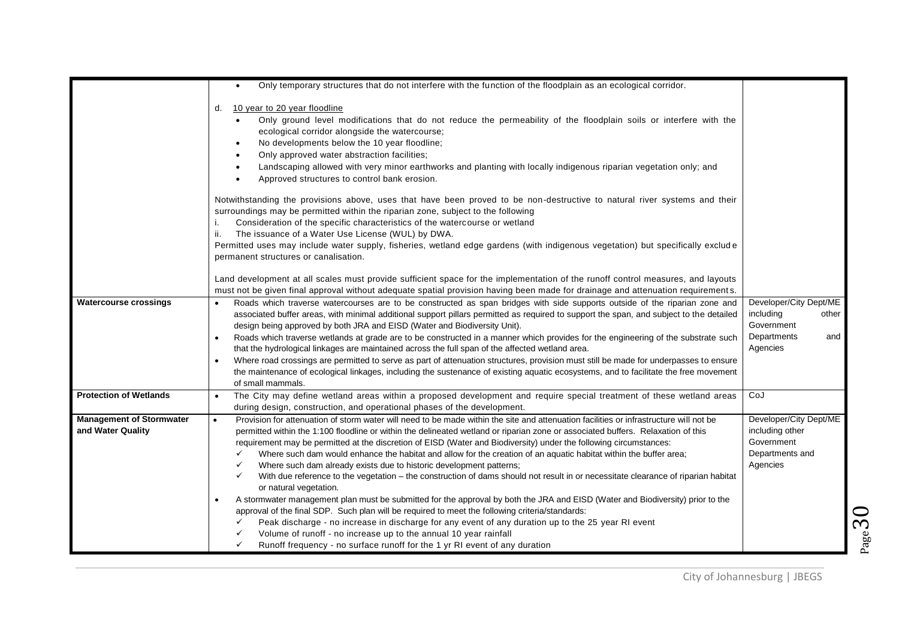| | | |
|---|---|---|
| | • Only temporary structures that do not interfere with the function of the floodplain as an ecological corridor.<br><br>d. 10 year to 20 year floodline<br>• Only ground level modifications that do not reduce the permeability of the floodplain soils or interfere with the ecological corridor alongside the watercourse;<br>• No developments below the 10 year floodline;<br>• Only approved water abstraction facilities;<br>• Landscaping allowed with very minor earthworks and planting with locally indigenous riparian vegetation only; and<br>• Approved structures to control bank erosion.<br><br>Notwithstanding the provisions above, uses that have been proved to be non-destructive to natural river systems and their surroundings may be permitted within the riparian zone, subject to the following<br>i. Consideration of the specific characteristics of the watercourse or wetland<br>ii. The issuance of a Water Use License (WUL) by DWA.<br>Permitted uses may include water supply, fisheries, wetland edge gardens (with indigenous vegetation) but specifically exclude permanent structures or canalisation.<br><br>Land development at all scales must provide sufficient space for the implementation of the runoff control measures, and layouts must not be given final approval without adequate spatial provision having been made for drainage and attenuation requirements. | |
| **Watercourse crossings** | • Roads which traverse watercourses are to be constructed as span bridges with side supports outside of the riparian zone and associated buffer areas, with minimal additional support pillars permitted as required to support the span, and subject to the detailed design being approved by both JRA and EISD (Water and Biodiversity Unit).<br>• Roads which traverse wetlands at grade are to be constructed in a manner which provides for the engineering of the substrate such that the hydrological linkages are maintained across the full span of the affected wetland area.<br>• Where road crossings are permitted to serve as part of attenuation structures, provision must still be made for underpasses to ensure the maintenance of ecological linkages, including the sustenance of existing aquatic ecosystems, and to facilitate the free movement of small mammals. | Developer/City Dept/ME including other Government Departments and Agencies |
| **Protection of Wetlands** | • The City may define wetland areas within a proposed development and require special treatment of these wetland areas during design, construction, and operational phases of the development. | CoJ |
| **Management of Stormwater and Water Quality** | • Provision for attenuation of storm water will need to be made within the site and attenuation facilities or infrastructure will not be permitted within the 1:100 floodline or within the delineated wetland or riparian zone or associated buffers. Relaxation of this requirement may be permitted at the discretion of EISD (Water and Biodiversity) under the following circumstances:<br>✓ Where such dam would enhance the habitat and allow for the creation of an aquatic habitat within the buffer area;<br>✓ Where such dam already exists due to historic development patterns;<br>✓ With due reference to the vegetation – the construction of dams should not result in or necessitate clearance of riparian habitat or natural vegetation.<br>• A stormwater management plan must be submitted for the approval by both the JRA and EISD (Water and Biodiversity) prior to the approval of the final SDP. Such plan will be required to meet the following criteria/standards:<br>✓ Peak discharge - no increase in discharge for any event of any duration up to the 25 year RI event<br>✓ Volume of runoff - no increase up to the annual 10 year rainfall<br>✓ Runoff frequency - no surface runoff for the 1 yr RI event of any duration | Developer/City Dept/ME including other Government Departments and Agencies |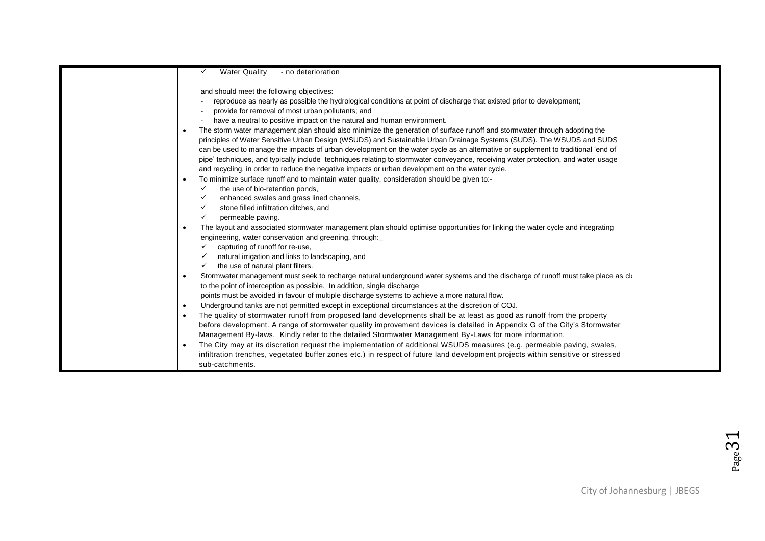| | ✓ Water Quality - no deterioration<br><br>and should meet the following objectives:<br>- reproduce as nearly as possible the hydrological conditions at point of discharge that existed prior to development;<br>- provide for removal of most urban pollutants; and<br>- have a neutral to positive impact on the natural and human environment.<br>• The storm water management plan should also minimize the generation of surface runoff and stormwater through adopting the principles of Water Sensitive Urban Design (WSUDS) and Sustainable Urban Drainage Systems (SUDS). The WSUDS and SUDS can be used to manage the impacts of urban development on the water cycle as an alternative or supplement to traditional 'end of pipe' techniques, and typically include techniques relating to stormwater conveyance, receiving water protection, and water usage and recycling, in order to reduce the negative impacts or urban development on the water cycle.<br>• To minimize surface runoff and to maintain water quality, consideration should be given to:-<br>✓ the use of bio-retention ponds,<br>✓ enhanced swales and grass lined channels,<br>✓ stone filled infiltration ditches, and<br>✓ permeable paving.<br>• The layout and associated stormwater management plan should optimise opportunities for linking the water cycle and integrating engineering, water conservation and greening, through:_<br>✓ capturing of runoff for re-use,<br>✓ natural irrigation and links to landscaping, and<br>✓ the use of natural plant filters.<br>• Stormwater management must seek to recharge natural underground water systems and the discharge of runoff must take place as cl to the point of interception as possible. In addition, single discharge points must be avoided in favour of multiple discharge systems to achieve a more natural flow.<br>• Underground tanks are not permitted except in exceptional circumstances at the discretion of COJ.<br>• The quality of stormwater runoff from proposed land developments shall be at least as good as runoff from the property before development. A range of stormwater quality improvement devices is detailed in Appendix G of the City's Stormwater Management By-laws. Kindly refer to the detailed Stormwater Management By-Laws for more information.<br>• The City may at its discretion request the implementation of additional WSUDS measures (e.g. permeable paving, swales, infiltration trenches, vegetated buffer zones etc.) in respect of future land development projects within sensitive or stressed sub-catchments. | |
|---|---|---|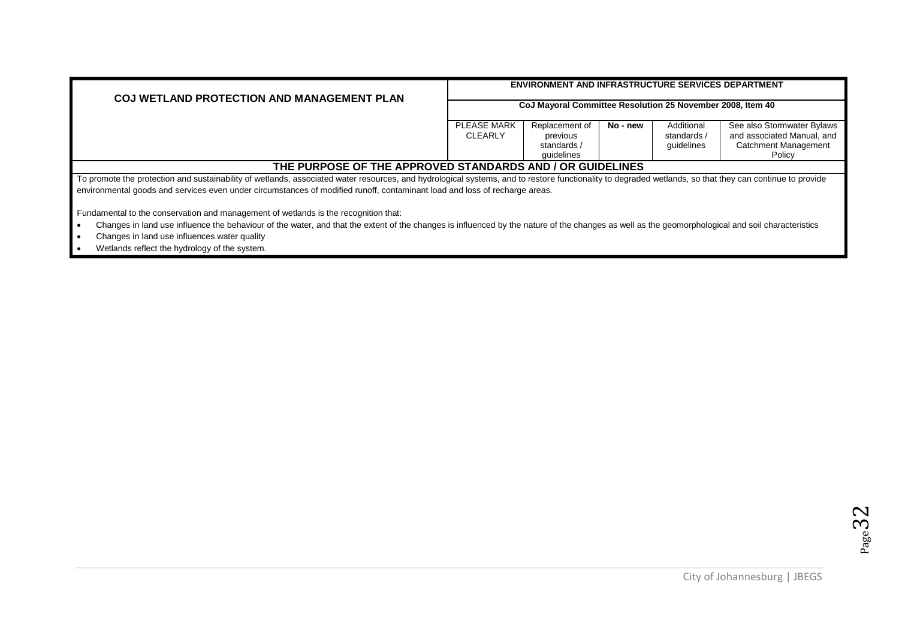| COJ WETLAND PROTECTION AND MANAGEMENT PLAN | ENVIRONMENT AND INFRASTRUCTURE SERVICES DEPARTMENT | | | | |
|---|---|---|---|---|---|
| | CoJ Mayoral Committee Resolution 25 November 2008, Item 40 | | | | |
| | PLEASE MARK CLEARLY | Replacement of previous standards / guidelines | No - new | Additional standards / guidelines | See also Stormwater Bylaws and associated Manual, and Catchment Management Policy |

## THE PURPOSE OF THE APPROVED STANDARDS AND / OR GUIDELINES

To promote the protection and sustainability of wetlands, associated water resources, and hydrological systems, and to restore functionality to degraded wetlands, so that they can continue to provide environmental goods and services even under circumstances of modified runoff, contaminant load and loss of recharge areas.

Fundamental to the conservation and management of wetlands is the recognition that:

- Changes in land use influence the behaviour of the water, and that the extent of the changes is influenced by the nature of the changes as well as the geomorphological and soil characteristics
- Changes in land use influences water quality
- Wetlands reflect the hydrology of the system.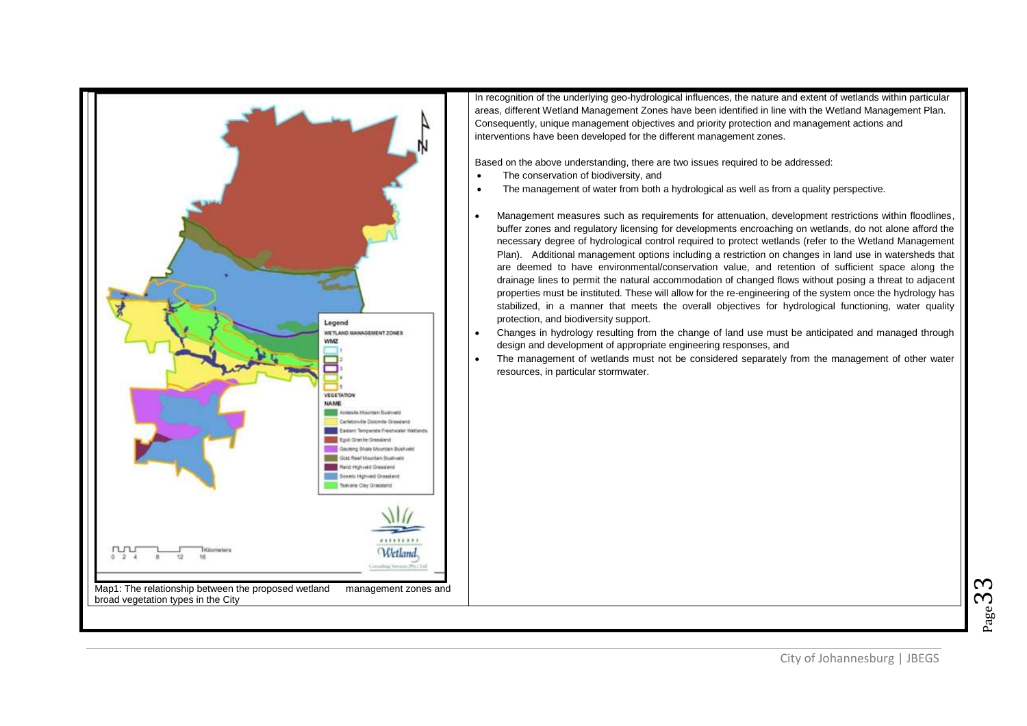Map1: The relationship between the proposed wetland management zones and broad vegetation types in the City

In recognition of the underlying geo-hydrological influences, the nature and extent of wetlands within particular areas, different Wetland Management Zones have been identified in line with the Wetland Management Plan. Consequently, unique management objectives and priority protection and management actions and interventions have been developed for the different management zones.

Based on the above understanding, there are two issues required to be addressed:

- The conservation of biodiversity, and
- The management of water from both a hydrological as well as from a quality perspective.

- Management measures such as requirements for attenuation, development restrictions within floodlines, buffer zones and regulatory licensing for developments encroaching on wetlands, do not alone afford the necessary degree of hydrological control required to protect wetlands (refer to the Wetland Management Plan). Additional management options including a restriction on changes in land use in watersheds that are deemed to have environmental/conservation value, and retention of sufficient space along the drainage lines to permit the natural accommodation of changed flows without posing a threat to adjacent properties must be instituted. These will allow for the re-engineering of the system once the hydrology has stabilized, in a manner that meets the overall objectives for hydrological functioning, water quality protection, and biodiversity support.
- Changes in hydrology resulting from the change of land use must be anticipated and managed through design and development of appropriate engineering responses, and
- The management of wetlands must not be considered separately from the management of other water resources, in particular stormwater.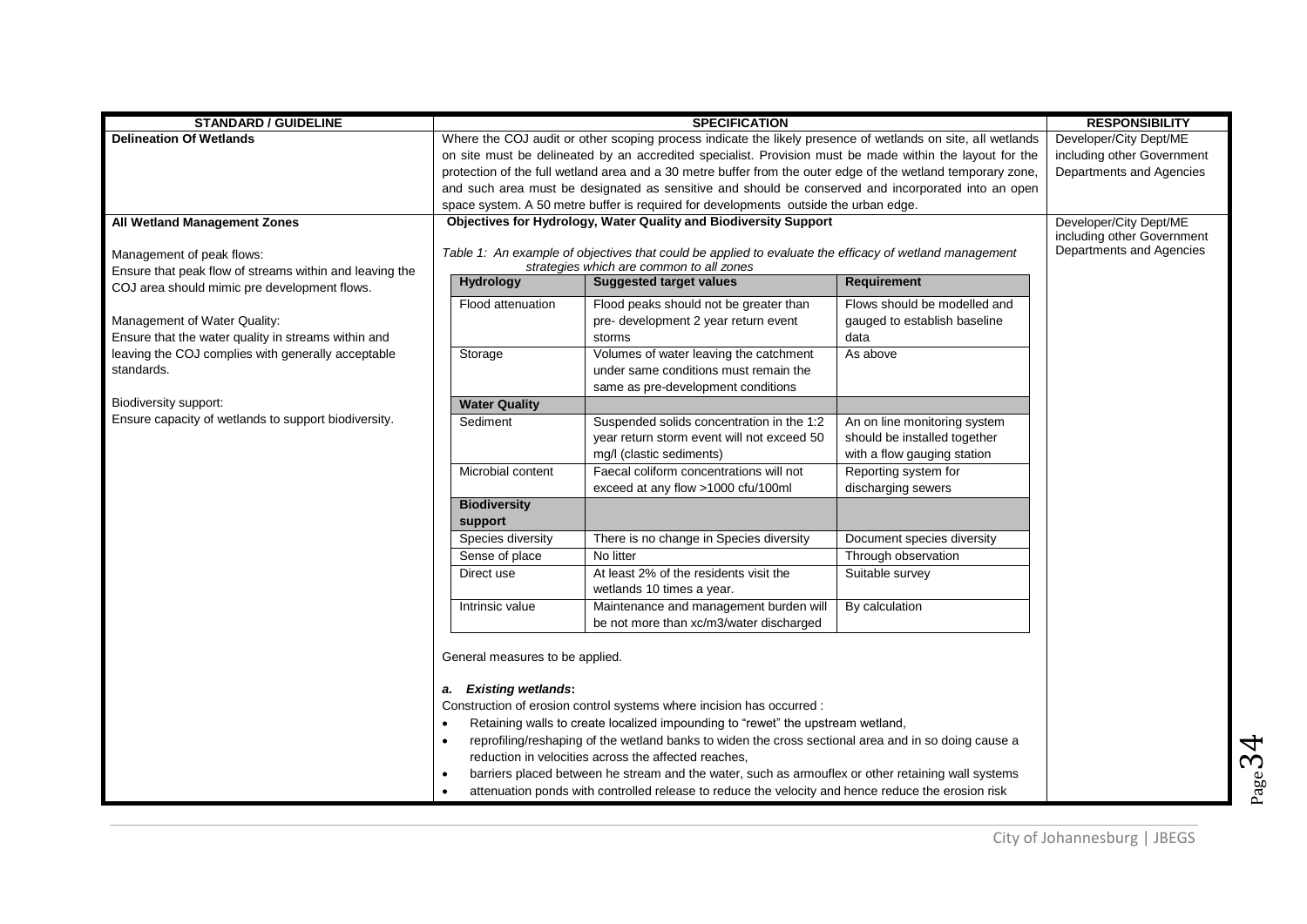| STANDARD / GUIDELINE | SPECIFICATION | RESPONSIBILITY |
|---|---|---|
| **Delineation Of Wetlands** | Where the COJ audit or other scoping process indicate the likely presence of wetlands on site, all wetlands on site must be delineated by an accredited specialist. Provision must be made within the layout for the protection of the full wetland area and a 30 metre buffer from the outer edge of the wetland temporary zone, and such area must be designated as sensitive and should be conserved and incorporated into an open space system. A 50 metre buffer is required for developments outside the urban edge. | Developer/City Dept/ME including other Government Departments and Agencies |
| **All Wetland Management Zones**<br><br>Management of peak flows:<br>Ensure that peak flow of streams within and leaving the COJ area should mimic pre development flows.<br><br>Management of Water Quality:<br>Ensure that the water quality in streams within and leaving the COJ complies with generally acceptable standards.<br><br>Biodiversity support:<br>Ensure capacity of wetlands to support biodiversity. | **Objectives for Hydrology, Water Quality and Biodiversity Support** (see Table 1 below)<br><br>General measures to be applied.<br><br>***a. Existing wetlands*:**<br>Construction of erosion control systems where incision has occurred :<br>• Retaining walls to create localized impounding to "rewet" the upstream wetland,<br>• reprofiling/reshaping of the wetland banks to widen the cross sectional area and in so doing cause a reduction in velocities across the affected reaches,<br>• barriers placed between he stream and the water, such as armouflex or other retaining wall systems<br>• attenuation ponds with controlled release to reduce the velocity and hence reduce the erosion risk | Developer/City Dept/ME including other Government Departments and Agencies |

*Table 1: An example of objectives that could be applied to evaluate the efficacy of wetland management strategies which are common to all zones*

| Hydrology | Suggested target values | Requirement |
|---|---|---|
| Flood attenuation | Flood peaks should not be greater than pre- development 2 year return event storms | Flows should be modelled and gauged to establish baseline data |
| Storage | Volumes of water leaving the catchment under same conditions must remain the same as pre-development conditions | As above |
| **Water Quality** | | |
| Sediment | Suspended solids concentration in the 1:2 year return storm event will not exceed 50 mg/l (clastic sediments) | An on line monitoring system should be installed together with a flow gauging station |
| Microbial content | Faecal coliform concentrations will not exceed at any flow >1000 cfu/100ml | Reporting system for discharging sewers |
| **Biodiversity support** | | |
| Species diversity | There is no change in Species diversity | Document species diversity |
| Sense of place | No litter | Through observation |
| Direct use | At least 2% of the residents visit the wetlands 10 times a year. | Suitable survey |
| Intrinsic value | Maintenance and management burden will be not more than xc/m3/water discharged | By calculation |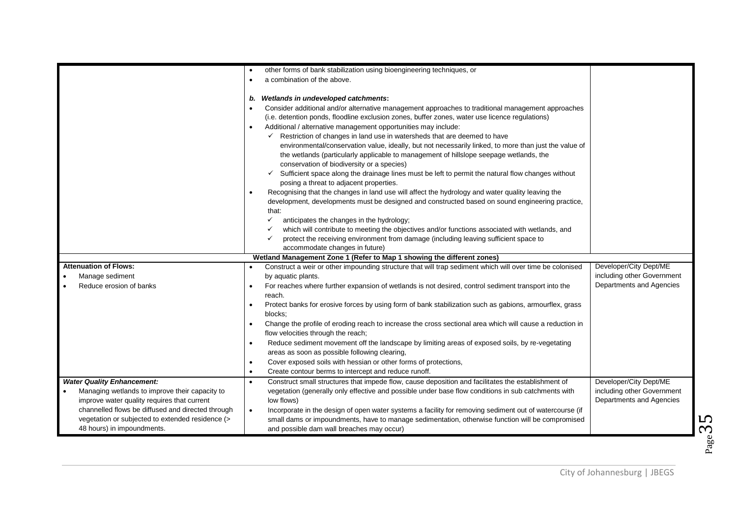| | | |
|---|---|---|
| | • other forms of bank stabilization using bioengineering techniques, or<br>• a combination of the above.<br><br>***b. Wetlands in undeveloped catchments*:**<br>• Consider additional and/or alternative management approaches to traditional management approaches (i.e. detention ponds, floodline exclusion zones, buffer zones, water use licence regulations)<br>• Additional / alternative management opportunities may include:<br>  ✓ Restriction of changes in land use in watersheds that are deemed to have environmental/conservation value, ideally, but not necessarily linked, to more than just the value of the wetlands (particularly applicable to management of hillslope seepage wetlands, the conservation of biodiversity or a species)<br>  ✓ Sufficient space along the drainage lines must be left to permit the natural flow changes without posing a threat to adjacent properties.<br>• Recognising that the changes in land use will affect the hydrology and water quality leaving the development, developments must be designed and constructed based on sound engineering practice, that:<br>  ✓ anticipates the changes in the hydrology;<br>  ✓ which will contribute to meeting the objectives and/or functions associated with wetlands, and<br>  ✓ protect the receiving environment from damage (including leaving sufficient space to accommodate changes in future) | |
| | **Wetland Management Zone 1 (Refer to Map 1 showing the different zones)** | |
| **Attenuation of Flows:**<br>• Manage sediment<br>• Reduce erosion of banks | • Construct a weir or other impounding structure that will trap sediment which will over time be colonised by aquatic plants.<br>• For reaches where further expansion of wetlands is not desired, control sediment transport into the reach.<br>• Protect banks for erosive forces by using form of bank stabilization such as gabions, armourflex, grass blocks;<br>• Change the profile of eroding reach to increase the cross sectional area which will cause a reduction in flow velocities through the reach;<br>• Reduce sediment movement off the landscape by limiting areas of exposed soils, by re-vegetating areas as soon as possible following clearing,<br>• Cover exposed soils with hessian or other forms of protections,<br>• Create contour berms to intercept and reduce runoff. | Developer/City Dept/ME including other Government Departments and Agencies |
| ***Water Quality Enhancement:***<br>• Managing wetlands to improve their capacity to improve water quality requires that current channelled flows be diffused and directed through vegetation or subjected to extended residence (> 48 hours) in impoundments. | • Construct small structures that impede flow, cause deposition and facilitates the establishment of vegetation (generally only effective and possible under base flow conditions in sub catchments with low flows)<br>• Incorporate in the design of open water systems a facility for removing sediment out of watercourse (if small dams or impoundments, have to manage sedimentation, otherwise function will be compromised and possible dam wall breaches may occur) | Developer/City Dept/ME including other Government Departments and Agencies |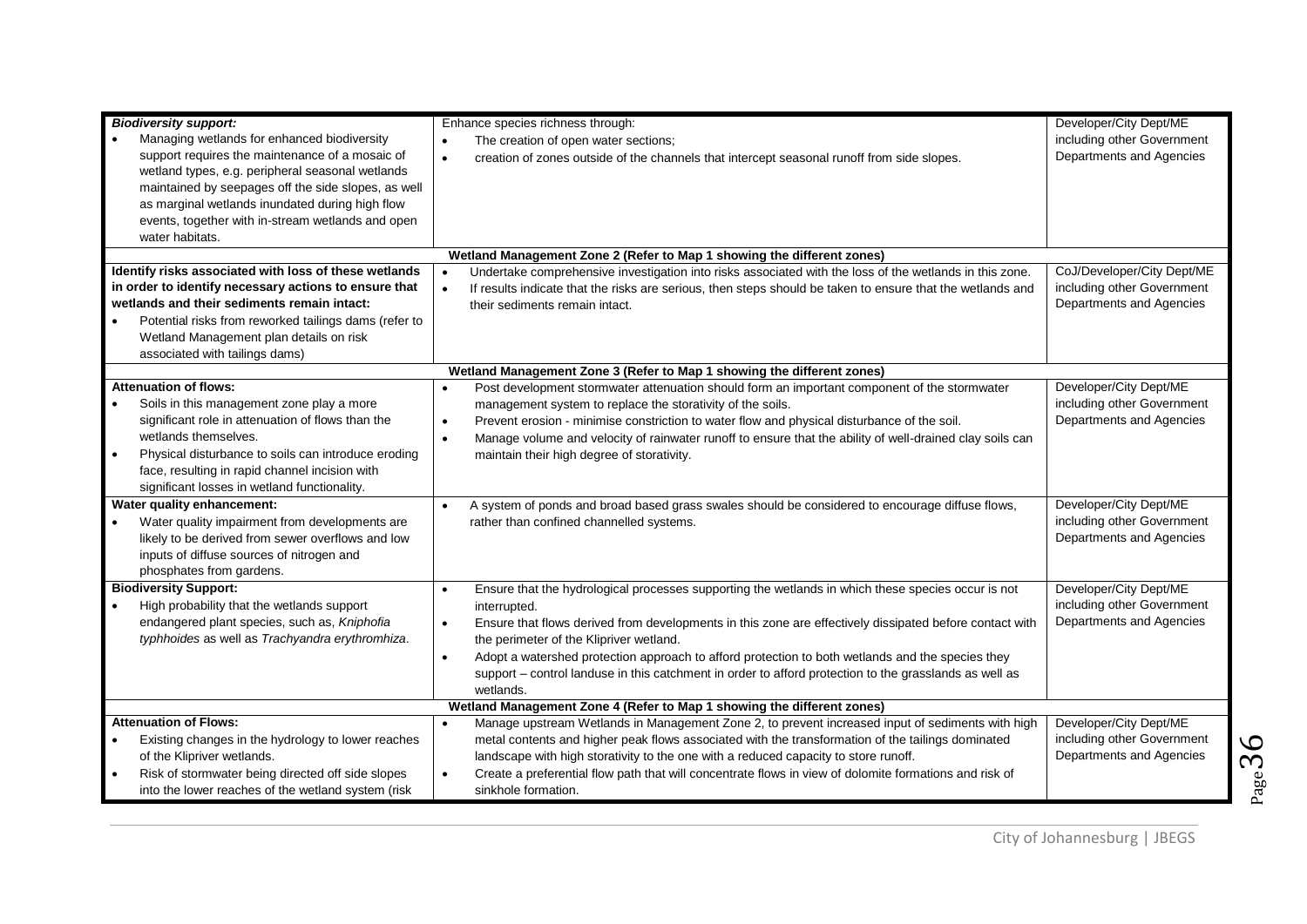| | | |
|---|---|---|
| ***Biodiversity support:***<br>• Managing wetlands for enhanced biodiversity support requires the maintenance of a mosaic of wetland types, e.g. peripheral seasonal wetlands maintained by seepages off the side slopes, as well as marginal wetlands inundated during high flow events, together with in-stream wetlands and open water habitats. | Enhance species richness through:<br>• The creation of open water sections;<br>• creation of zones outside of the channels that intercept seasonal runoff from side slopes. | Developer/City Dept/ME including other Government Departments and Agencies |
| **Wetland Management Zone 2 (Refer to Map 1 showing the different zones)** | | |
| **Identify risks associated with loss of these wetlands in order to identify necessary actions to ensure that wetlands and their sediments remain intact:**<br>• Potential risks from reworked tailings dams (refer to Wetland Management plan details on risk associated with tailings dams) | • Undertake comprehensive investigation into risks associated with the loss of the wetlands in this zone.<br>• If results indicate that the risks are serious, then steps should be taken to ensure that the wetlands and their sediments remain intact. | CoJ/Developer/City Dept/ME including other Government Departments and Agencies |
| **Wetland Management Zone 3 (Refer to Map 1 showing the different zones)** | | |
| **Attenuation of flows:**<br>• Soils in this management zone play a more significant role in attenuation of flows than the wetlands themselves.<br>• Physical disturbance to soils can introduce eroding face, resulting in rapid channel incision with significant losses in wetland functionality. | • Post development stormwater attenuation should form an important component of the stormwater management system to replace the storativity of the soils.<br>• Prevent erosion - minimise constriction to water flow and physical disturbance of the soil.<br>• Manage volume and velocity of rainwater runoff to ensure that the ability of well-drained clay soils can maintain their high degree of storativity. | Developer/City Dept/ME including other Government Departments and Agencies |
| **Water quality enhancement:**<br>• Water quality impairment from developments are likely to be derived from sewer overflows and low inputs of diffuse sources of nitrogen and phosphates from gardens. | • A system of ponds and broad based grass swales should be considered to encourage diffuse flows, rather than confined channelled systems. | Developer/City Dept/ME including other Government Departments and Agencies |
| **Biodiversity Support:**<br>• High probability that the wetlands support endangered plant species, such as, *Kniphofia typhhoides* as well as *Trachyandra erythromhiza*. | • Ensure that the hydrological processes supporting the wetlands in which these species occur is not interrupted.<br>• Ensure that flows derived from developments in this zone are effectively dissipated before contact with the perimeter of the Klipriver wetland.<br>• Adopt a watershed protection approach to afford protection to both wetlands and the species they support – control landuse in this catchment in order to afford protection to the grasslands as well as wetlands. | Developer/City Dept/ME including other Government Departments and Agencies |
| **Wetland Management Zone 4 (Refer to Map 1 showing the different zones)** | | |
| **Attenuation of Flows:**<br>• Existing changes in the hydrology to lower reaches of the Klipriver wetlands.<br>• Risk of stormwater being directed off side slopes into the lower reaches of the wetland system (risk | • Manage upstream Wetlands in Management Zone 2, to prevent increased input of sediments with high metal contents and higher peak flows associated with the transformation of the tailings dominated landscape with high storativity to the one with a reduced capacity to store runoff.<br>• Create a preferential flow path that will concentrate flows in view of dolomite formations and risk of sinkhole formation. | Developer/City Dept/ME including other Government Departments and Agencies |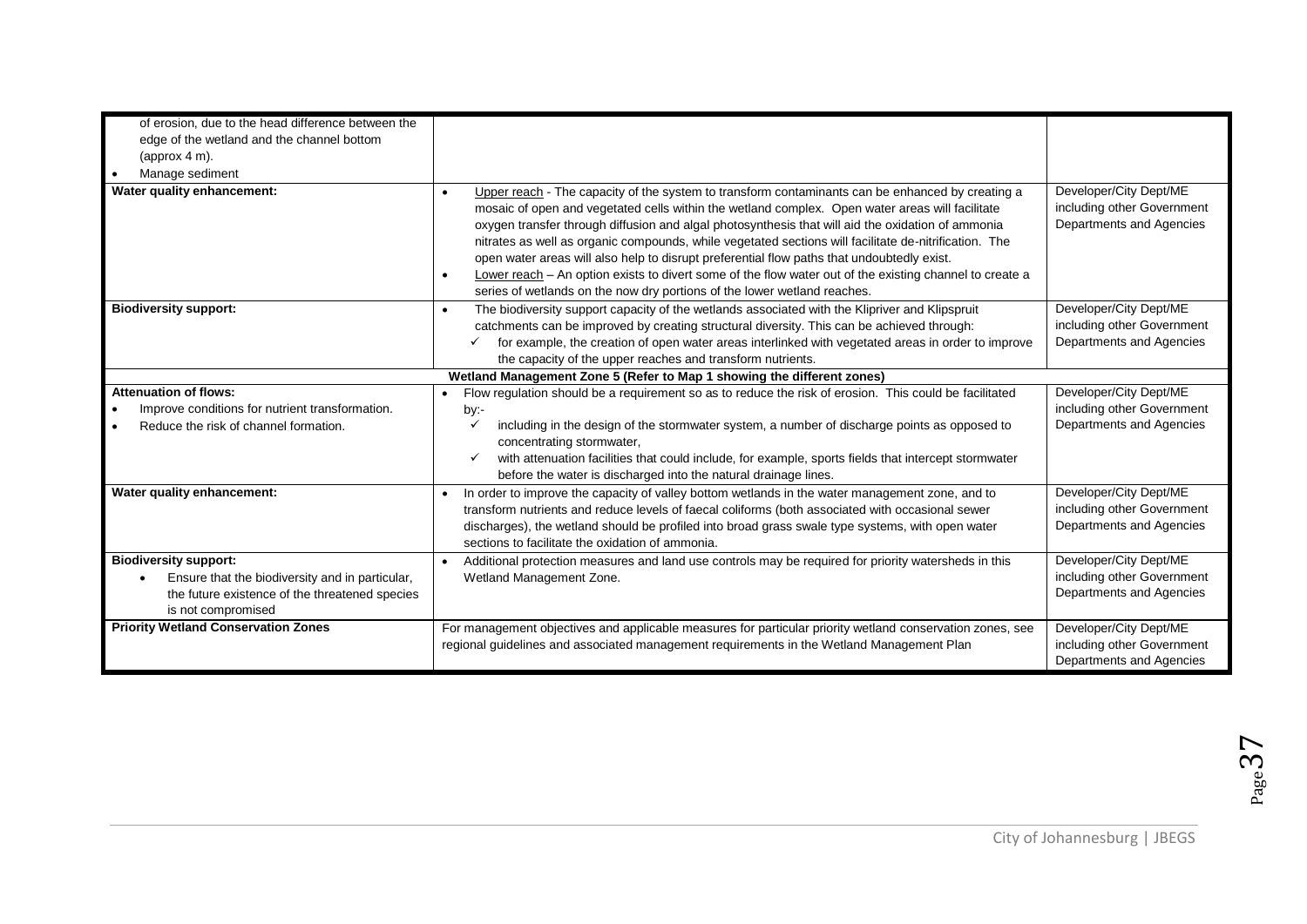| | | |
|---|---|---|
| of erosion, due to the head difference between the edge of the wetland and the channel bottom (approx 4 m).<br>• Manage sediment | | |
| **Water quality enhancement:** | • Upper reach - The capacity of the system to transform contaminants can be enhanced by creating a mosaic of open and vegetated cells within the wetland complex. Open water areas will facilitate oxygen transfer through diffusion and algal photosynthesis that will aid the oxidation of ammonia nitrates as well as organic compounds, while vegetated sections will facilitate de-nitrification. The open water areas will also help to disrupt preferential flow paths that undoubtedly exist.<br>• Lower reach – An option exists to divert some of the flow water out of the existing channel to create a series of wetlands on the now dry portions of the lower wetland reaches. | Developer/City Dept/ME including other Government Departments and Agencies |
| **Biodiversity support:** | • The biodiversity support capacity of the wetlands associated with the Klipriver and Klipspruit catchments can be improved by creating structural diversity. This can be achieved through:<br>✓ for example, the creation of open water areas interlinked with vegetated areas in order to improve the capacity of the upper reaches and transform nutrients. | Developer/City Dept/ME including other Government Departments and Agencies |
| **Wetland Management Zone 5 (Refer to Map 1 showing the different zones)** | | |
| **Attenuation of flows:**<br>• Improve conditions for nutrient transformation.<br>• Reduce the risk of channel formation. | • Flow regulation should be a requirement so as to reduce the risk of erosion. This could be facilitated by:-<br>✓ including in the design of the stormwater system, a number of discharge points as opposed to concentrating stormwater,<br>✓ with attenuation facilities that could include, for example, sports fields that intercept stormwater before the water is discharged into the natural drainage lines. | Developer/City Dept/ME including other Government Departments and Agencies |
| **Water quality enhancement:** | • In order to improve the capacity of valley bottom wetlands in the water management zone, and to transform nutrients and reduce levels of faecal coliforms (both associated with occasional sewer discharges), the wetland should be profiled into broad grass swale type systems, with open water sections to facilitate the oxidation of ammonia. | Developer/City Dept/ME including other Government Departments and Agencies |
| **Biodiversity support:**<br>• Ensure that the biodiversity and in particular, the future existence of the threatened species is not compromised | • Additional protection measures and land use controls may be required for priority watersheds in this Wetland Management Zone. | Developer/City Dept/ME including other Government Departments and Agencies |
| **Priority Wetland Conservation Zones** | For management objectives and applicable measures for particular priority wetland conservation zones, see regional guidelines and associated management requirements in the Wetland Management Plan | Developer/City Dept/ME including other Government Departments and Agencies |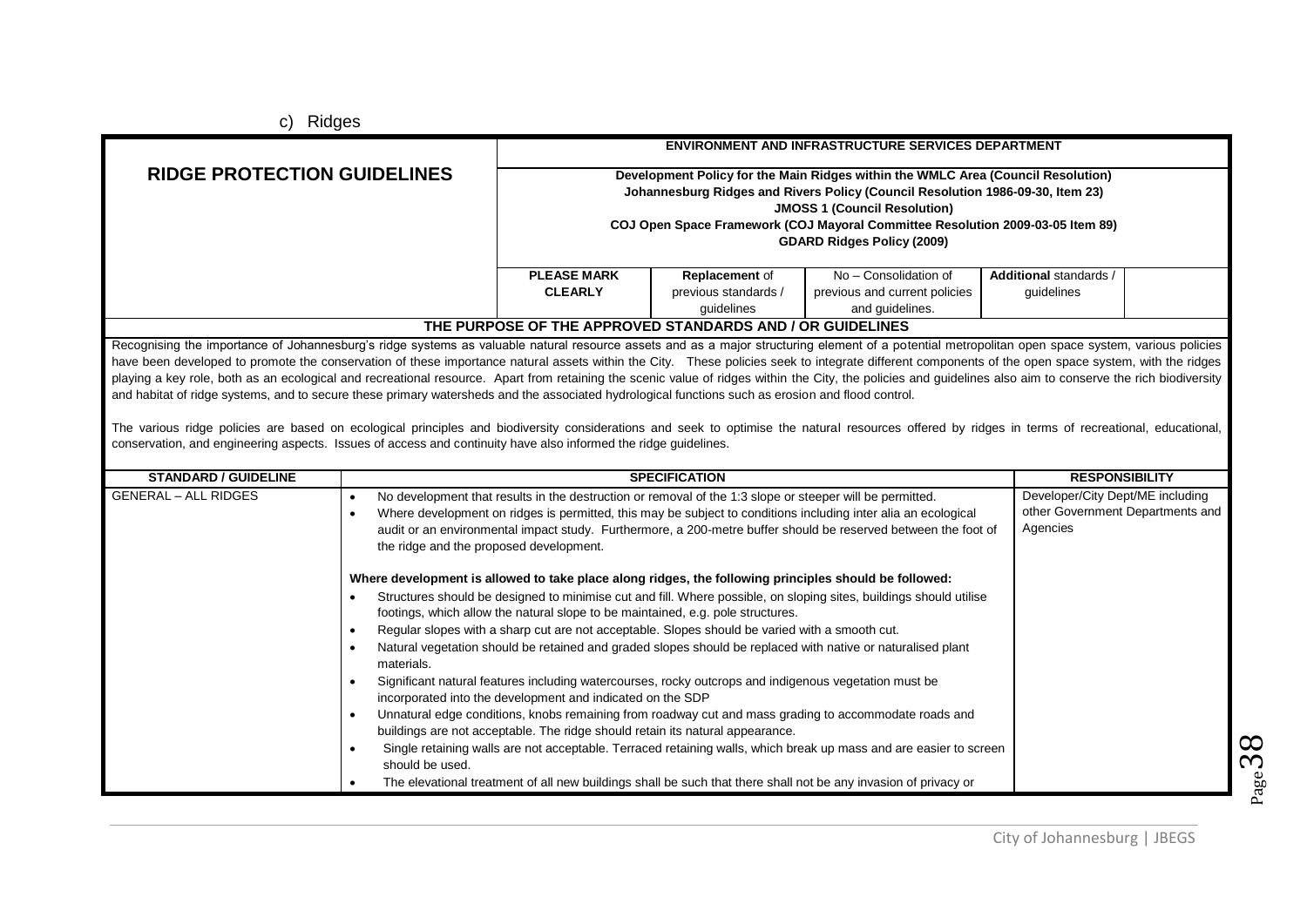c) Ridges

| RIDGE PROTECTION GUIDELINES | ENVIRONMENT AND INFRASTRUCTURE SERVICES DEPARTMENT | | | | |
|---|---|---|---|---|---|
| | Development Policy for the Main Ridges within the WMLC Area (Council Resolution)<br>Johannesburg Ridges and Rivers Policy (Council Resolution 1986-09-30, Item 23)<br>JMOSS 1 (Council Resolution)<br>COJ Open Space Framework (COJ Mayoral Committee Resolution 2009-03-05 Item 89)<br>GDARD Ridges Policy (2009) | | | | |
| | **PLEASE MARK CLEARLY** | **Replacement** of previous standards / guidelines | No – Consolidation of previous and current policies and guidelines. | **Additional** standards / guidelines | |

**THE PURPOSE OF THE APPROVED STANDARDS AND / OR GUIDELINES**

Recognising the importance of Johannesburg's ridge systems as valuable natural resource assets and as a major structuring element of a potential metropolitan open space system, various policies have been developed to promote the conservation of these importance natural assets within the City. These policies seek to integrate different components of the open space system, with the ridges playing a key role, both as an ecological and recreational resource. Apart from retaining the scenic value of ridges within the City, the policies and guidelines also aim to conserve the rich biodiversity and habitat of ridge systems, and to secure these primary watersheds and the associated hydrological functions such as erosion and flood control.

The various ridge policies are based on ecological principles and biodiversity considerations and seek to optimise the natural resources offered by ridges in terms of recreational, educational, conservation, and engineering aspects. Issues of access and continuity have also informed the ridge guidelines.

| STANDARD / GUIDELINE | SPECIFICATION | RESPONSIBILITY |
|---|---|---|
| GENERAL – ALL RIDGES | • No development that results in the destruction or removal of the 1:3 slope or steeper will be permitted.<br>• Where development on ridges is permitted, this may be subject to conditions including inter alia an ecological audit or an environmental impact study. Furthermore, a 200-metre buffer should be reserved between the foot of the ridge and the proposed development.<br><br>**Where development is allowed to take place along ridges, the following principles should be followed:**<br>• Structures should be designed to minimise cut and fill. Where possible, on sloping sites, buildings should utilise footings, which allow the natural slope to be maintained, e.g. pole structures.<br>• Regular slopes with a sharp cut are not acceptable. Slopes should be varied with a smooth cut.<br>• Natural vegetation should be retained and graded slopes should be replaced with native or naturalised plant materials.<br>• Significant natural features including watercourses, rocky outcrops and indigenous vegetation must be incorporated into the development and indicated on the SDP<br>• Unnatural edge conditions, knobs remaining from roadway cut and mass grading to accommodate roads and buildings are not acceptable. The ridge should retain its natural appearance.<br>• Single retaining walls are not acceptable. Terraced retaining walls, which break up mass and are easier to screen should be used.<br>• The elevational treatment of all new buildings shall be such that there shall not be any invasion of privacy or | Developer/City Dept/ME including other Government Departments and Agencies |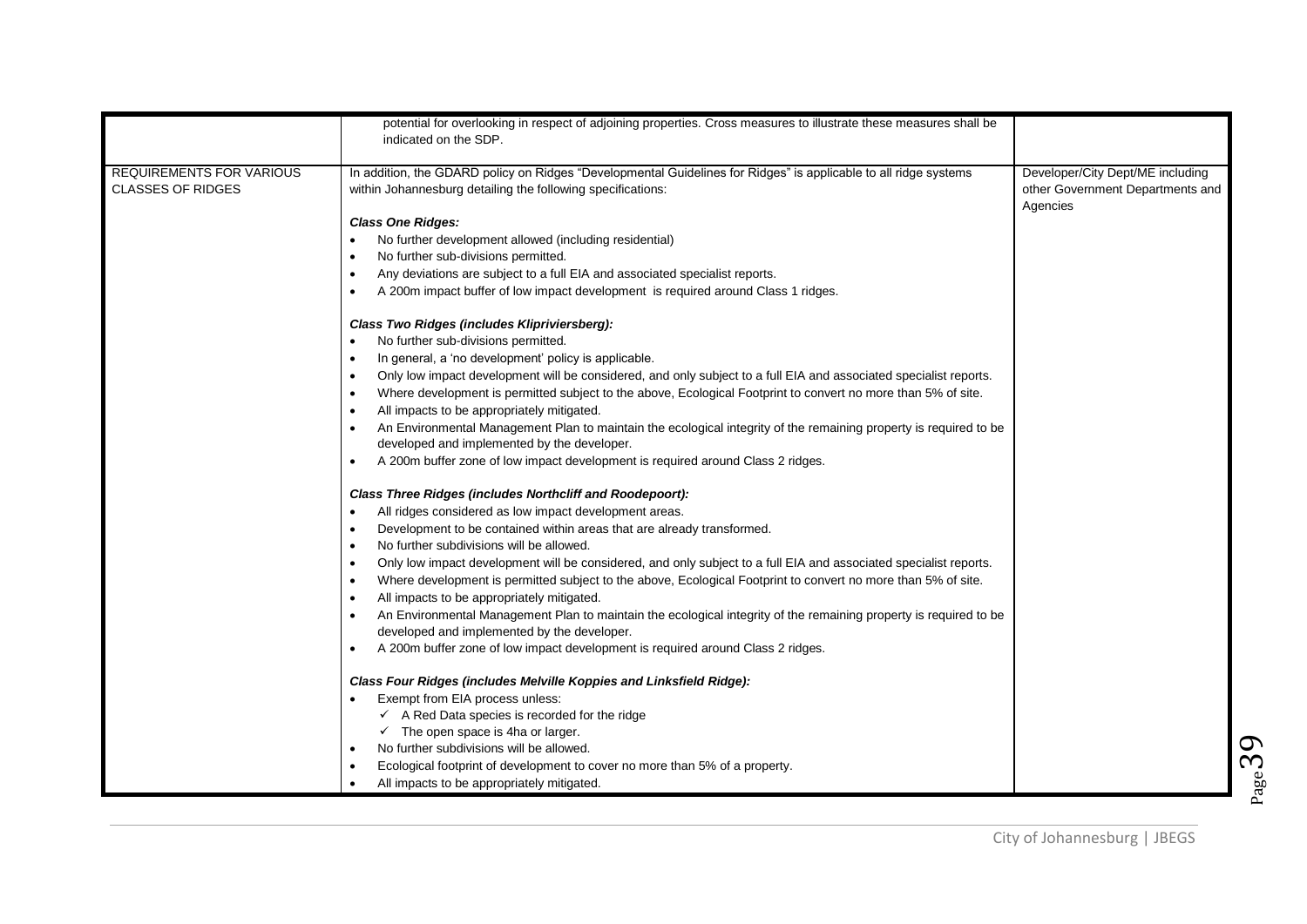| | | |
|---|---|---|
| | potential for overlooking in respect of adjoining properties. Cross measures to illustrate these measures shall be indicated on the SDP. | |
| REQUIREMENTS FOR VARIOUS CLASSES OF RIDGES | In addition, the GDARD policy on Ridges "Developmental Guidelines for Ridges" is applicable to all ridge systems within Johannesburg detailing the following specifications:<br><br>***Class One Ridges:***<br>• No further development allowed (including residential)<br>• No further sub-divisions permitted.<br>• Any deviations are subject to a full EIA and associated specialist reports.<br>• A 200m impact buffer of low impact development is required around Class 1 ridges.<br><br>***Class Two Ridges (includes Klipriviersberg):***<br>• No further sub-divisions permitted.<br>• In general, a 'no development' policy is applicable.<br>• Only low impact development will be considered, and only subject to a full EIA and associated specialist reports.<br>• Where development is permitted subject to the above, Ecological Footprint to convert no more than 5% of site.<br>• All impacts to be appropriately mitigated.<br>• An Environmental Management Plan to maintain the ecological integrity of the remaining property is required to be developed and implemented by the developer.<br>• A 200m buffer zone of low impact development is required around Class 2 ridges.<br><br>***Class Three Ridges (includes Northcliff and Roodepoort):***<br>• All ridges considered as low impact development areas.<br>• Development to be contained within areas that are already transformed.<br>• No further subdivisions will be allowed.<br>• Only low impact development will be considered, and only subject to a full EIA and associated specialist reports.<br>• Where development is permitted subject to the above, Ecological Footprint to convert no more than 5% of site.<br>• All impacts to be appropriately mitigated.<br>• An Environmental Management Plan to maintain the ecological integrity of the remaining property is required to be developed and implemented by the developer.<br>• A 200m buffer zone of low impact development is required around Class 2 ridges.<br><br>***Class Four Ridges (includes Melville Koppies and Linksfield Ridge):***<br>• Exempt from EIA process unless:<br>  ✓ A Red Data species is recorded for the ridge<br>  ✓ The open space is 4ha or larger.<br>• No further subdivisions will be allowed.<br>• Ecological footprint of development to cover no more than 5% of a property.<br>• All impacts to be appropriately mitigated. | Developer/City Dept/ME including other Government Departments and Agencies |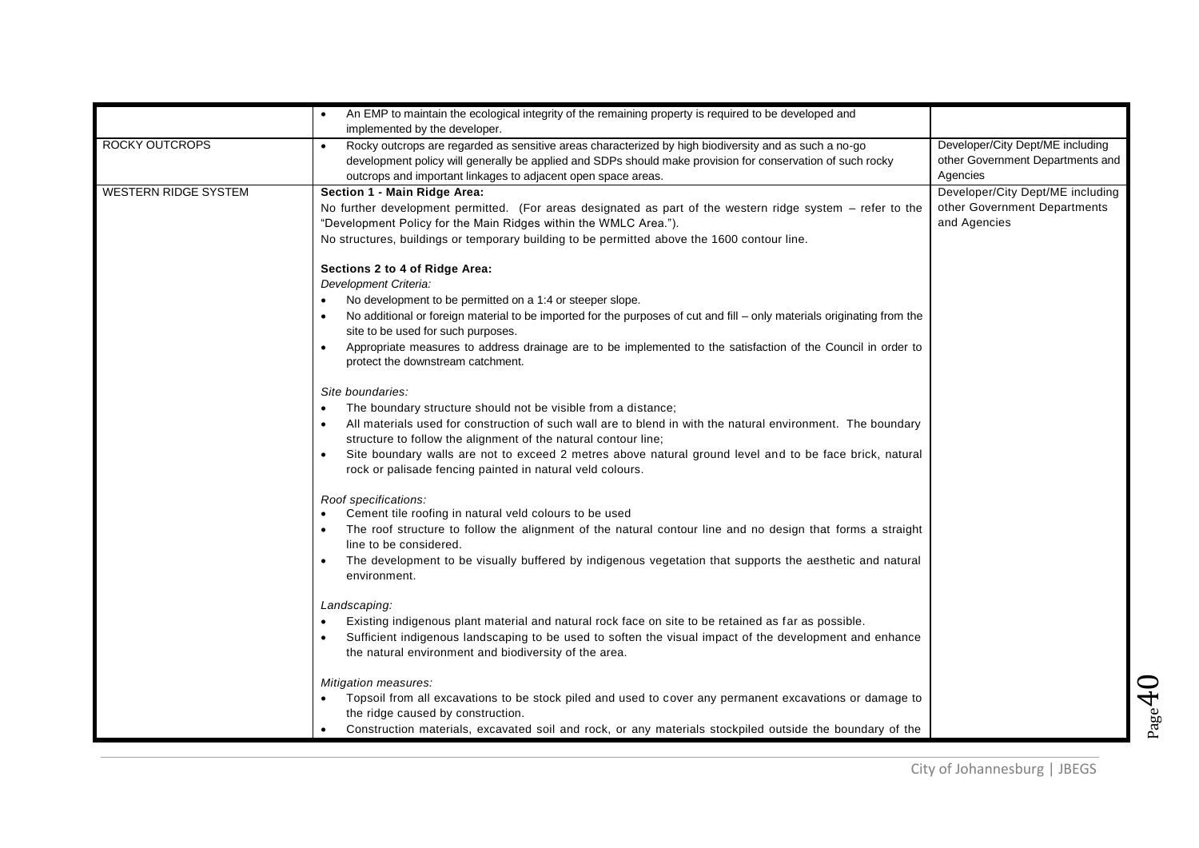| | | |
|---|---|---|
| | • An EMP to maintain the ecological integrity of the remaining property is required to be developed and implemented by the developer. | |
| ROCKY OUTCROPS | • Rocky outcrops are regarded as sensitive areas characterized by high biodiversity and as such a no-go development policy will generally be applied and SDPs should make provision for conservation of such rocky outcrops and important linkages to adjacent open space areas. | Developer/City Dept/ME including other Government Departments and Agencies |
| WESTERN RIDGE SYSTEM | **Section 1 - Main Ridge Area:**<br>No further development permitted. (For areas designated as part of the western ridge system – refer to the "Development Policy for the Main Ridges within the WMLC Area.").<br>No structures, buildings or temporary building to be permitted above the 1600 contour line.<br><br>**Sections 2 to 4 of Ridge Area:**<br>*Development Criteria:*<br>• No development to be permitted on a 1:4 or steeper slope.<br>• No additional or foreign material to be imported for the purposes of cut and fill – only materials originating from the site to be used for such purposes.<br>• Appropriate measures to address drainage are to be implemented to the satisfaction of the Council in order to protect the downstream catchment.<br><br>*Site boundaries:*<br>• The boundary structure should not be visible from a distance;<br>• All materials used for construction of such wall are to blend in with the natural environment. The boundary structure to follow the alignment of the natural contour line;<br>• Site boundary walls are not to exceed 2 metres above natural ground level and to be face brick, natural rock or palisade fencing painted in natural veld colours.<br><br>*Roof specifications:*<br>• Cement tile roofing in natural veld colours to be used<br>• The roof structure to follow the alignment of the natural contour line and no design that forms a straight line to be considered.<br>• The development to be visually buffered by indigenous vegetation that supports the aesthetic and natural environment.<br><br>*Landscaping:*<br>• Existing indigenous plant material and natural rock face on site to be retained as far as possible.<br>• Sufficient indigenous landscaping to be used to soften the visual impact of the development and enhance the natural environment and biodiversity of the area.<br><br>*Mitigation measures:*<br>• Topsoil from all excavations to be stock piled and used to cover any permanent excavations or damage to the ridge caused by construction.<br>• Construction materials, excavated soil and rock, or any materials stockpiled outside the boundary of the | Developer/City Dept/ME including other Government Departments and Agencies |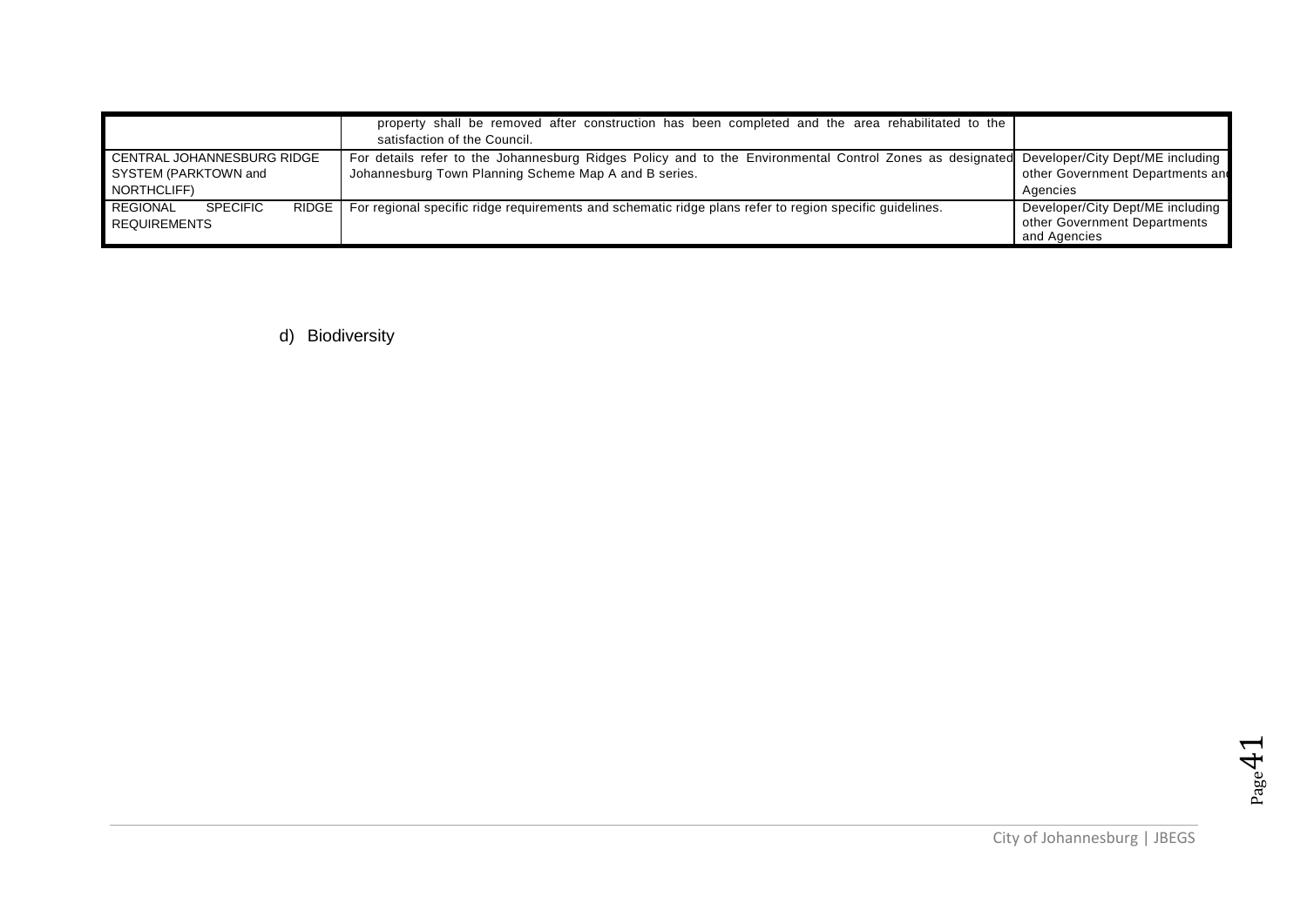| | | |
|---|---|---|
| | property shall be removed after construction has been completed and the area rehabilitated to the satisfaction of the Council. | |
| CENTRAL JOHANNESBURG RIDGE SYSTEM (PARKTOWN and NORTHCLIFF) | For details refer to the Johannesburg Ridges Policy and to the Environmental Control Zones as designated Johannesburg Town Planning Scheme Map A and B series. | Developer/City Dept/ME including other Government Departments and Agencies |
| REGIONAL SPECIFIC RIDGE REQUIREMENTS | For regional specific ridge requirements and schematic ridge plans refer to region specific guidelines. | Developer/City Dept/ME including other Government Departments and Agencies |

d) Biodiversity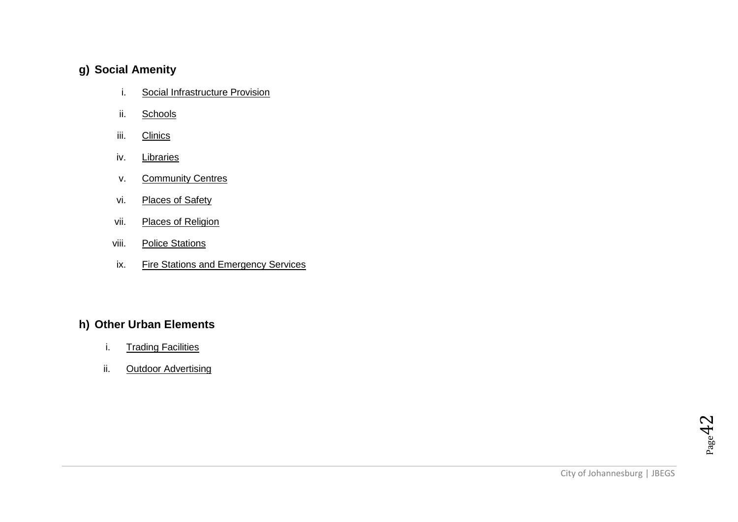## g) Social Amenity

i. Social Infrastructure Provision

ii. Schools

iii. Clinics

iv. Libraries

v. Community Centres

vi. Places of Safety

vii. Places of Religion

viii. Police Stations

ix. Fire Stations and Emergency Services

## h) Other Urban Elements

i. Trading Facilities

ii. Outdoor Advertising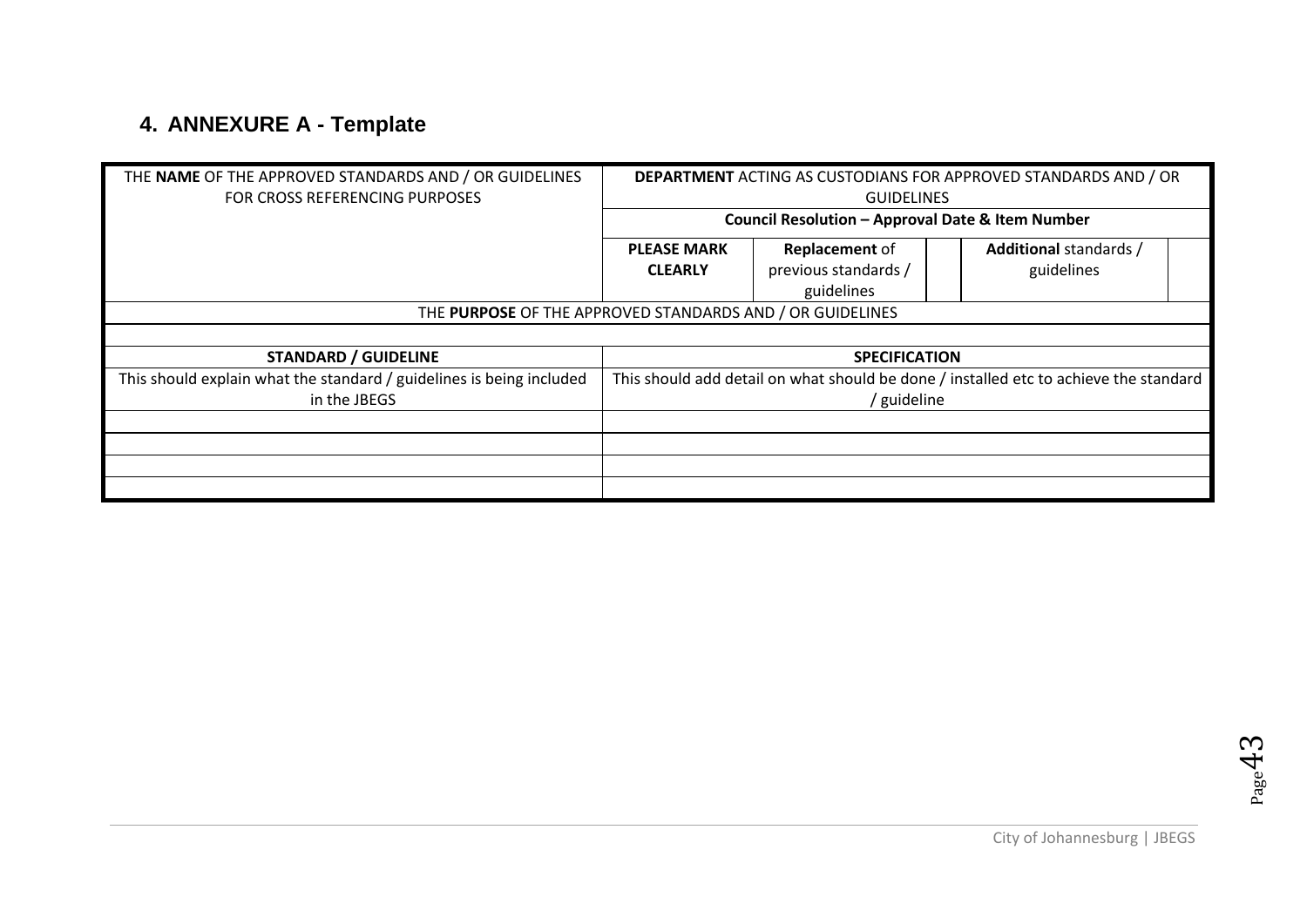## 4. ANNEXURE A - Template

| THE **NAME** OF THE APPROVED STANDARDS AND / OR GUIDELINES FOR CROSS REFERENCING PURPOSES | **DEPARTMENT** ACTING AS CUSTODIANS FOR APPROVED STANDARDS AND / OR GUIDELINES | | | | |
|---|---|---|---|---|---|
| | **Council Resolution – Approval Date & Item Number** | | | | |
| | **PLEASE MARK CLEARLY** | **Replacement** of previous standards / guidelines | | **Additional** standards / guidelines | |
| THE **PURPOSE** OF THE APPROVED STANDARDS AND / OR GUIDELINES | | | | | |
| | | | | | |
| **STANDARD / GUIDELINE** | **SPECIFICATION** | | | | |
| This should explain what the standard / guidelines is being included in the JBEGS | This should add detail on what should be done / installed etc to achieve the standard / guideline | | | | |
| | | | | | |
| | | | | | |
| | | | | | |
| | | | | | |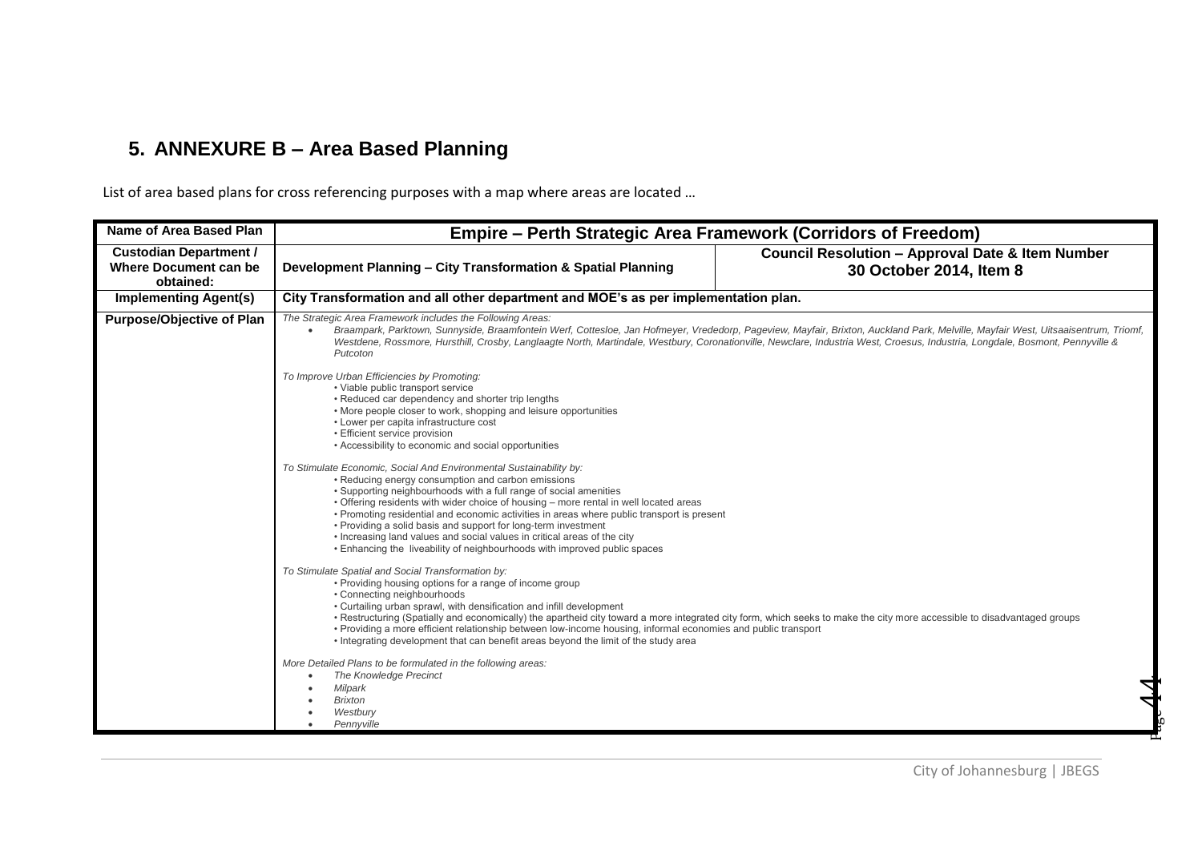## 5. ANNEXURE B – Area Based Planning

List of area based plans for cross referencing purposes with a map where areas are located …

| Name of Area Based Plan | Empire – Perth Strategic Area Framework (Corridors of Freedom) | |
|---|---|---|
| Custodian Department / Where Document can be obtained: | Development Planning – City Transformation & Spatial Planning | Council Resolution – Approval Date & Item Number<br>30 October 2014, Item 8 |
| Implementing Agent(s) | City Transformation and all other department and MOE's as per implementation plan. | |
| Purpose/Objective of Plan | *The Strategic Area Framework includes the Following Areas:*<br>• *Braampark, Parktown, Sunnyside, Braamfontein Werf, Cottesloe, Jan Hofmeyer, Vrededorp, Pageview, Mayfair, Brixton, Auckland Park, Melville, Mayfair West, Uitsaaisentrum, Triomf, Westdene, Rossmore, Hursthill, Crosby, Langlaagte North, Martindale, Westbury, Coronationville, Newclare, Industria West, Croesus, Industria, Longdale, Bosmont, Pennyville & Putcoton*<br><br>*To Improve Urban Efficiencies by Promoting:*<br>• Viable public transport service<br>• Reduced car dependency and shorter trip lengths<br>• More people closer to work, shopping and leisure opportunities<br>• Lower per capita infrastructure cost<br>• Efficient service provision<br>• Accessibility to economic and social opportunities<br><br>*To Stimulate Economic, Social And Environmental Sustainability by:*<br>• Reducing energy consumption and carbon emissions<br>• Supporting neighbourhoods with a full range of social amenities<br>• Offering residents with wider choice of housing – more rental in well located areas<br>• Promoting residential and economic activities in areas where public transport is present<br>• Providing a solid basis and support for long-term investment<br>• Increasing land values and social values in critical areas of the city<br>• Enhancing the liveability of neighbourhoods with improved public spaces<br><br>*To Stimulate Spatial and Social Transformation by:*<br>• Providing housing options for a range of income group<br>• Connecting neighbourhoods<br>• Curtailing urban sprawl, with densification and infill development<br>• Restructuring (Spatially and economically) the apartheid city toward a more integrated city form, which seeks to make the city more accessible to disadvantaged groups<br>• Providing a more efficient relationship between low-income housing, informal economies and public transport<br>• Integrating development that can benefit areas beyond the limit of the study area<br><br>*More Detailed Plans to be formulated in the following areas:*<br>• *The Knowledge Precinct*<br>• *Milpark*<br>• *Brixton*<br>• *Westbury*<br>• *Pennyville* | |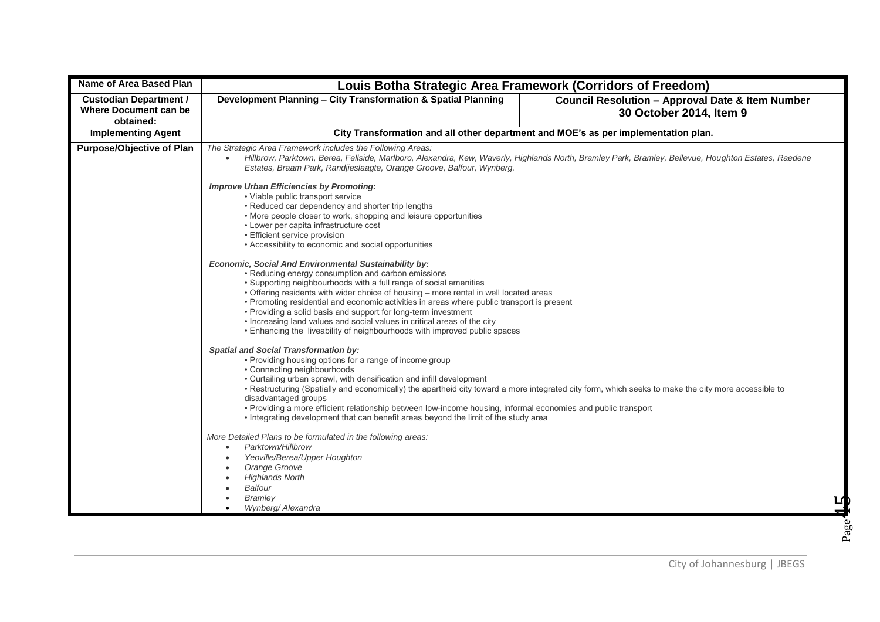| Name of Area Based Plan | Louis Botha Strategic Area Framework (Corridors of Freedom) | |
|---|---|---|
| Custodian Department / Where Document can be obtained: | Development Planning – City Transformation & Spatial Planning | Council Resolution – Approval Date & Item Number 30 October 2014, Item 9 |
| Implementing Agent | City Transformation and all other department and MOE's as per implementation plan. | |
| Purpose/Objective of Plan | *The Strategic Area Framework includes the Following Areas:*<br>• *Hillbrow, Parktown, Berea, Fellside, Marlboro, Alexandra, Kew, Waverly, Highlands North, Bramley Park, Bramley, Bellevue, Houghton Estates, Raedene Estates, Braam Park, Randjieslaagte, Orange Groove, Balfour, Wynberg.*<br><br>***Improve Urban Efficiencies by Promoting:***<br>• Viable public transport service<br>• Reduced car dependency and shorter trip lengths<br>• More people closer to work, shopping and leisure opportunities<br>• Lower per capita infrastructure cost<br>• Efficient service provision<br>• Accessibility to economic and social opportunities<br><br>***Economic, Social And Environmental Sustainability by:***<br>• Reducing energy consumption and carbon emissions<br>• Supporting neighbourhoods with a full range of social amenities<br>• Offering residents with wider choice of housing – more rental in well located areas<br>• Promoting residential and economic activities in areas where public transport is present<br>• Providing a solid basis and support for long-term investment<br>• Increasing land values and social values in critical areas of the city<br>• Enhancing the liveability of neighbourhoods with improved public spaces<br><br>***Spatial and Social Transformation by:***<br>• Providing housing options for a range of income group<br>• Connecting neighbourhoods<br>• Curtailing urban sprawl, with densification and infill development<br>• Restructuring (Spatially and economically) the apartheid city toward a more integrated city form, which seeks to make the city more accessible to disadvantaged groups<br>• Providing a more efficient relationship between low-income housing, informal economies and public transport<br>• Integrating development that can benefit areas beyond the limit of the study area<br><br>*More Detailed Plans to be formulated in the following areas:*<br>• *Parktown/Hillbrow*<br>• *Yeoville/Berea/Upper Houghton*<br>• *Orange Groove*<br>• *Highlands North*<br>• *Balfour*<br>• *Bramley*<br>• *Wynberg/ Alexandra* | |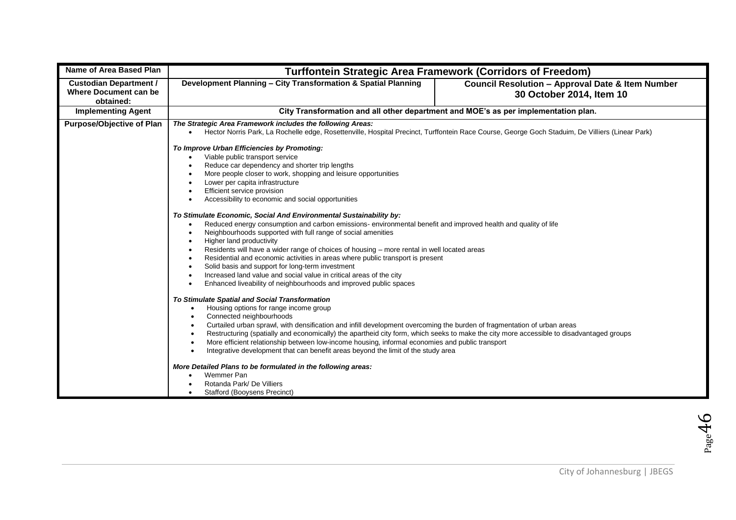| Name of Area Based Plan | Turffontein Strategic Area Framework (Corridors of Freedom) | |
|---|---|---|
| Custodian Department / Where Document can be obtained: | Development Planning – City Transformation & Spatial Planning | Council Resolution – Approval Date & Item Number<br>30 October 2014, Item 10 |
| Implementing Agent | City Transformation and all other department and MOE's as per implementation plan. | |
| Purpose/Objective of Plan | *The Strategic Area Framework includes the following Areas:*<br>• Hector Norris Park, La Rochelle edge, Rosettenville, Hospital Precinct, Turffontein Race Course, George Goch Staduim, De Villiers (Linear Park)<br><br>*To Improve Urban Efficiencies by Promoting:*<br>• Viable public transport service<br>• Reduce car dependency and shorter trip lengths<br>• More people closer to work, shopping and leisure opportunities<br>• Lower per capita infrastructure<br>• Efficient service provision<br>• Accessibility to economic and social opportunities<br><br>*To Stimulate Economic, Social And Environmental Sustainability by:*<br>• Reduced energy consumption and carbon emissions- environmental benefit and improved health and quality of life<br>• Neighbourhoods supported with full range of social amenities<br>• Higher land productivity<br>• Residents will have a wider range of choices of housing – more rental in well located areas<br>• Residential and economic activities in areas where public transport is present<br>• Solid basis and support for long-term investment<br>• Increased land value and social value in critical areas of the city<br>• Enhanced liveability of neighbourhoods and improved public spaces<br><br>*To Stimulate Spatial and Social Transformation*<br>• Housing options for range income group<br>• Connected neighbourhoods<br>• Curtailed urban sprawl, with densification and infill development overcoming the burden of fragmentation of urban areas<br>• Restructuring (spatially and economically) the apartheid city form, which seeks to make the city more accessible to disadvantaged groups<br>• More efficient relationship between low-income housing, informal economies and public transport<br>• Integrative development that can benefit areas beyond the limit of the study area<br><br>*More Detailed Plans to be formulated in the following areas:*<br>• Wemmer Pan<br>• Rotanda Park/ De Villiers<br>• Stafford (Booysens Precinct) | |